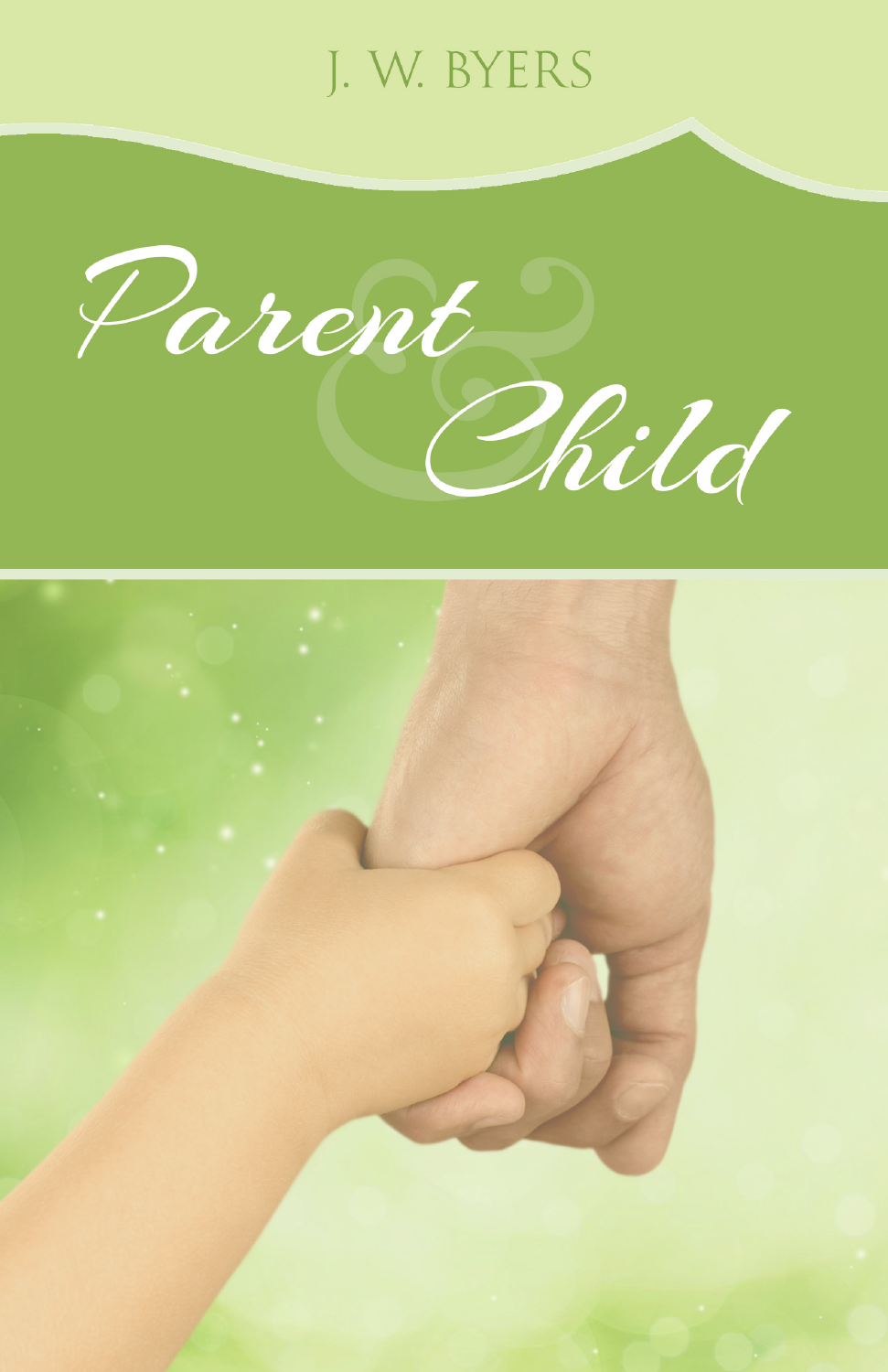J. W. BYERS

# Parent & Child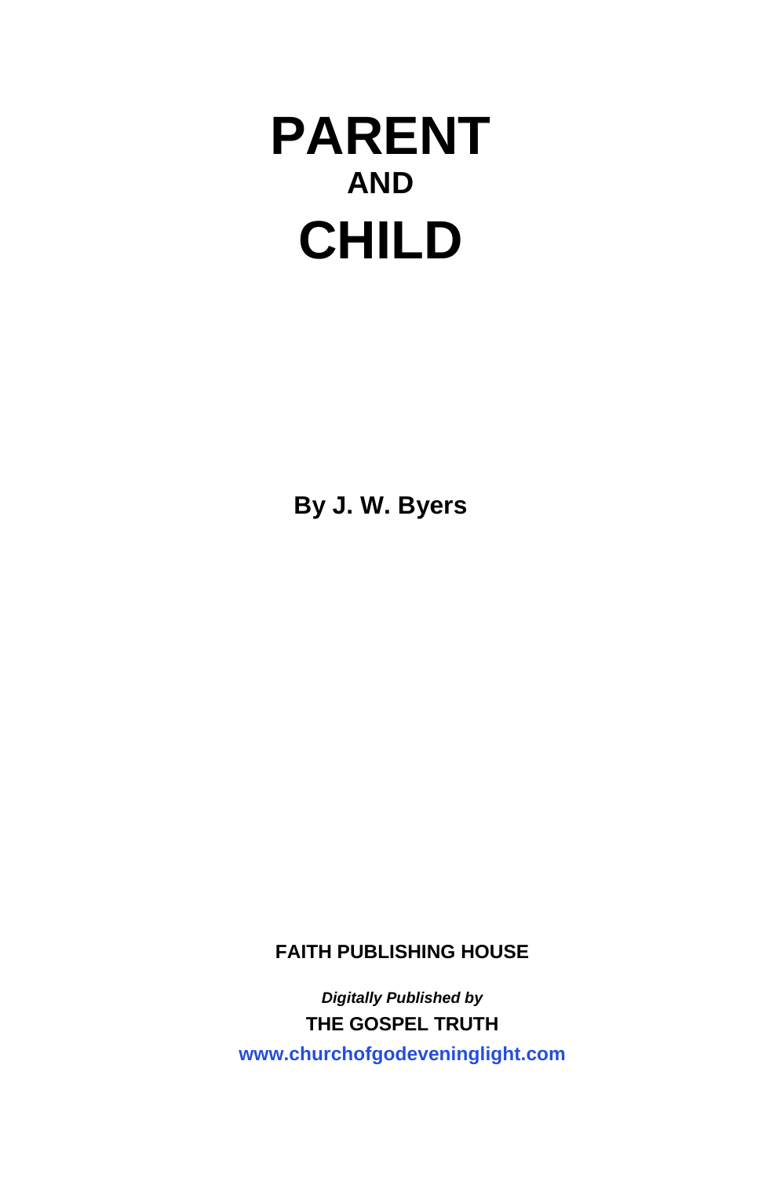# PARENT

## AND

# CHILD

**By J. W. Byers**

**FAITH PUBLISHING HOUSE**

***Digitally Published by***

**THE GOSPEL TRUTH**

**www.churchofgodeveninglight.com**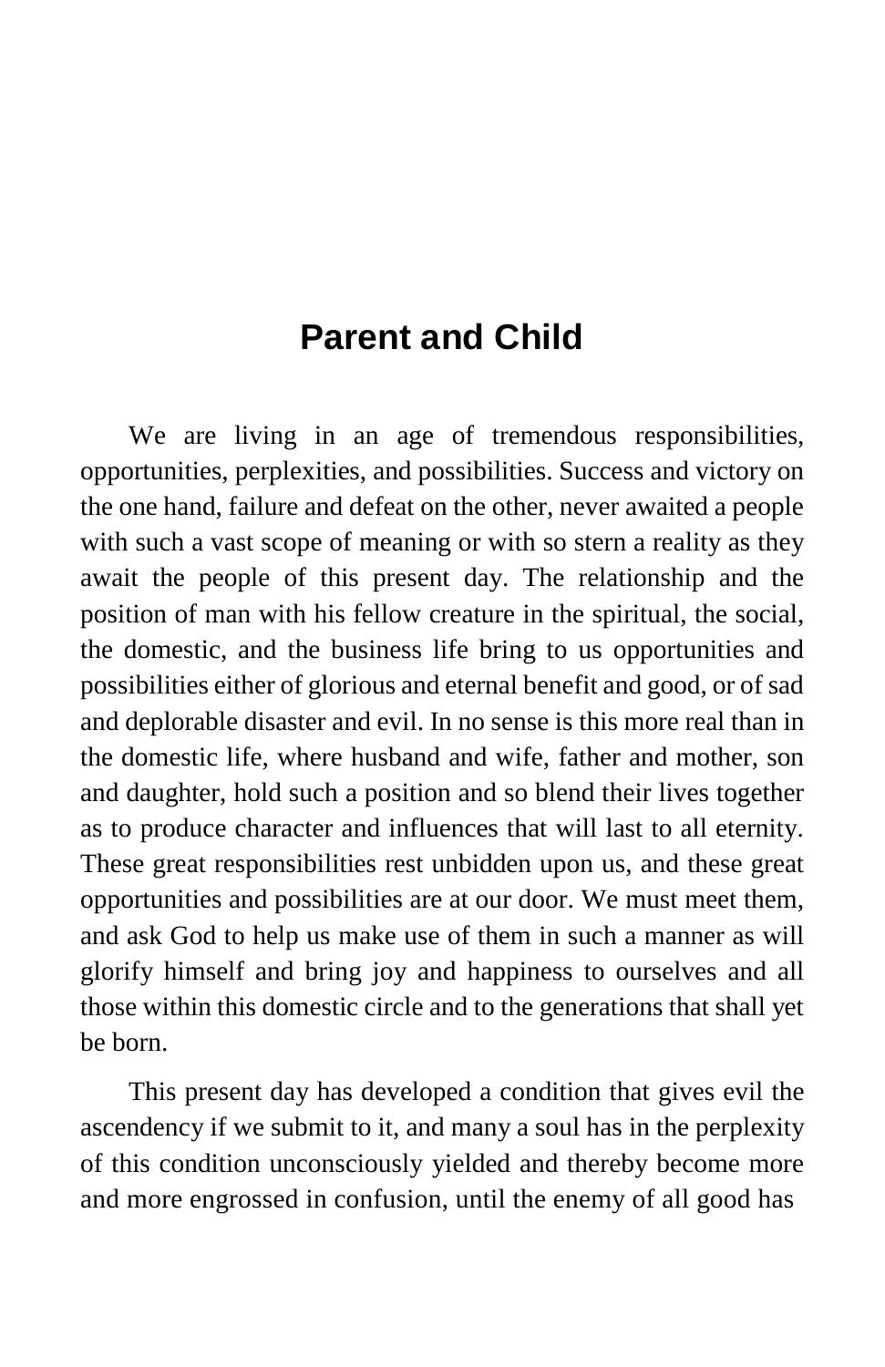# Parent and Child

We are living in an age of tremendous responsibilities, opportunities, perplexities, and possibilities. Success and victory on the one hand, failure and defeat on the other, never awaited a people with such a vast scope of meaning or with so stern a reality as they await the people of this present day. The relationship and the position of man with his fellow creature in the spiritual, the social, the domestic, and the business life bring to us opportunities and possibilities either of glorious and eternal benefit and good, or of sad and deplorable disaster and evil. In no sense is this more real than in the domestic life, where husband and wife, father and mother, son and daughter, hold such a position and so blend their lives together as to produce character and influences that will last to all eternity. These great responsibilities rest unbidden upon us, and these great opportunities and possibilities are at our door. We must meet them, and ask God to help us make use of them in such a manner as will glorify himself and bring joy and happiness to ourselves and all those within this domestic circle and to the generations that shall yet be born.

This present day has developed a condition that gives evil the ascendency if we submit to it, and many a soul has in the perplexity of this condition unconsciously yielded and thereby become more and more engrossed in confusion, until the enemy of all good has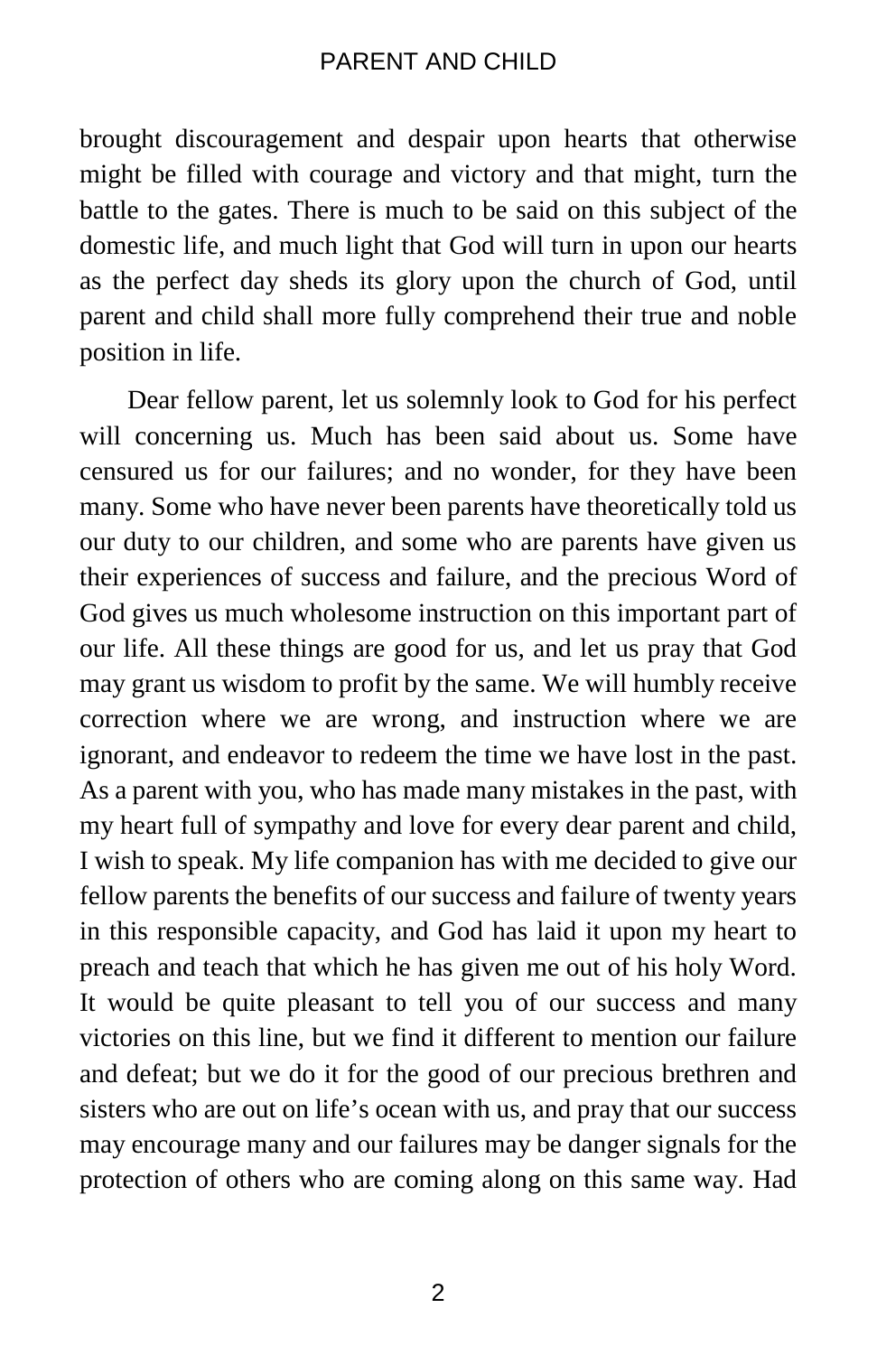brought discouragement and despair upon hearts that otherwise might be filled with courage and victory and that might, turn the battle to the gates. There is much to be said on this subject of the domestic life, and much light that God will turn in upon our hearts as the perfect day sheds its glory upon the church of God, until parent and child shall more fully comprehend their true and noble position in life.

Dear fellow parent, let us solemnly look to God for his perfect will concerning us. Much has been said about us. Some have censured us for our failures; and no wonder, for they have been many. Some who have never been parents have theoretically told us our duty to our children, and some who are parents have given us their experiences of success and failure, and the precious Word of God gives us much wholesome instruction on this important part of our life. All these things are good for us, and let us pray that God may grant us wisdom to profit by the same. We will humbly receive correction where we are wrong, and instruction where we are ignorant, and endeavor to redeem the time we have lost in the past. As a parent with you, who has made many mistakes in the past, with my heart full of sympathy and love for every dear parent and child, I wish to speak. My life companion has with me decided to give our fellow parents the benefits of our success and failure of twenty years in this responsible capacity, and God has laid it upon my heart to preach and teach that which he has given me out of his holy Word. It would be quite pleasant to tell you of our success and many victories on this line, but we find it different to mention our failure and defeat; but we do it for the good of our precious brethren and sisters who are out on life's ocean with us, and pray that our success may encourage many and our failures may be danger signals for the protection of others who are coming along on this same way. Had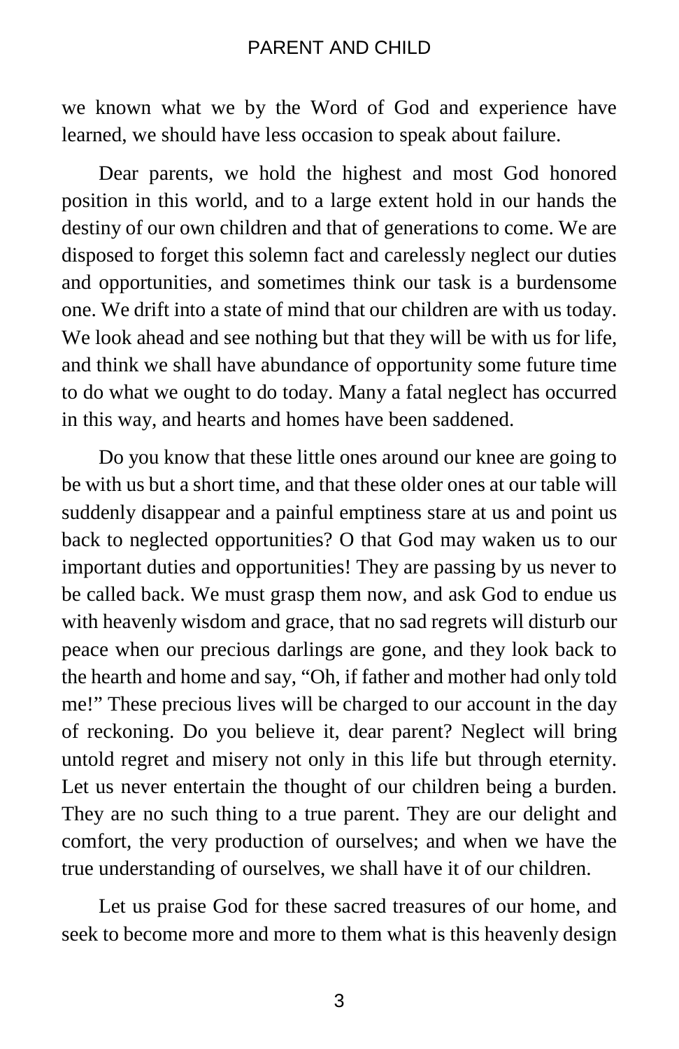we known what we by the Word of God and experience have learned, we should have less occasion to speak about failure.

Dear parents, we hold the highest and most God honored position in this world, and to a large extent hold in our hands the destiny of our own children and that of generations to come. We are disposed to forget this solemn fact and carelessly neglect our duties and opportunities, and sometimes think our task is a burdensome one. We drift into a state of mind that our children are with us today. We look ahead and see nothing but that they will be with us for life, and think we shall have abundance of opportunity some future time to do what we ought to do today. Many a fatal neglect has occurred in this way, and hearts and homes have been saddened.

Do you know that these little ones around our knee are going to be with us but a short time, and that these older ones at our table will suddenly disappear and a painful emptiness stare at us and point us back to neglected opportunities? O that God may waken us to our important duties and opportunities! They are passing by us never to be called back. We must grasp them now, and ask God to endue us with heavenly wisdom and grace, that no sad regrets will disturb our peace when our precious darlings are gone, and they look back to the hearth and home and say, "Oh, if father and mother had only told me!" These precious lives will be charged to our account in the day of reckoning. Do you believe it, dear parent? Neglect will bring untold regret and misery not only in this life but through eternity. Let us never entertain the thought of our children being a burden. They are no such thing to a true parent. They are our delight and comfort, the very production of ourselves; and when we have the true understanding of ourselves, we shall have it of our children.

Let us praise God for these sacred treasures of our home, and seek to become more and more to them what is this heavenly design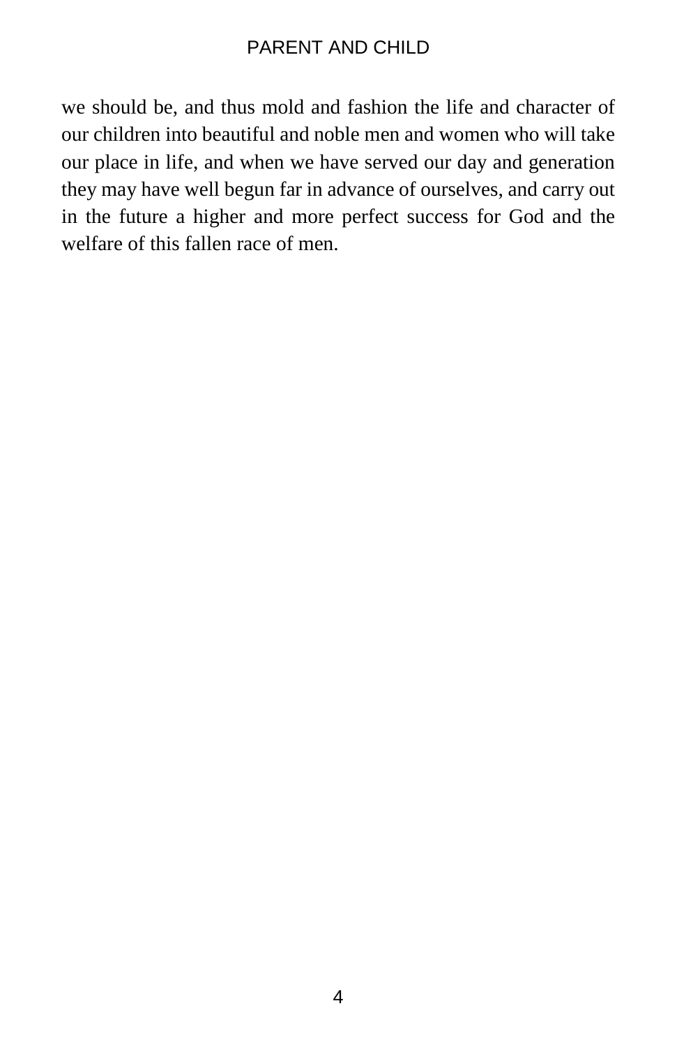we should be, and thus mold and fashion the life and character of our children into beautiful and noble men and women who will take our place in life, and when we have served our day and generation they may have well begun far in advance of ourselves, and carry out in the future a higher and more perfect success for God and the welfare of this fallen race of men.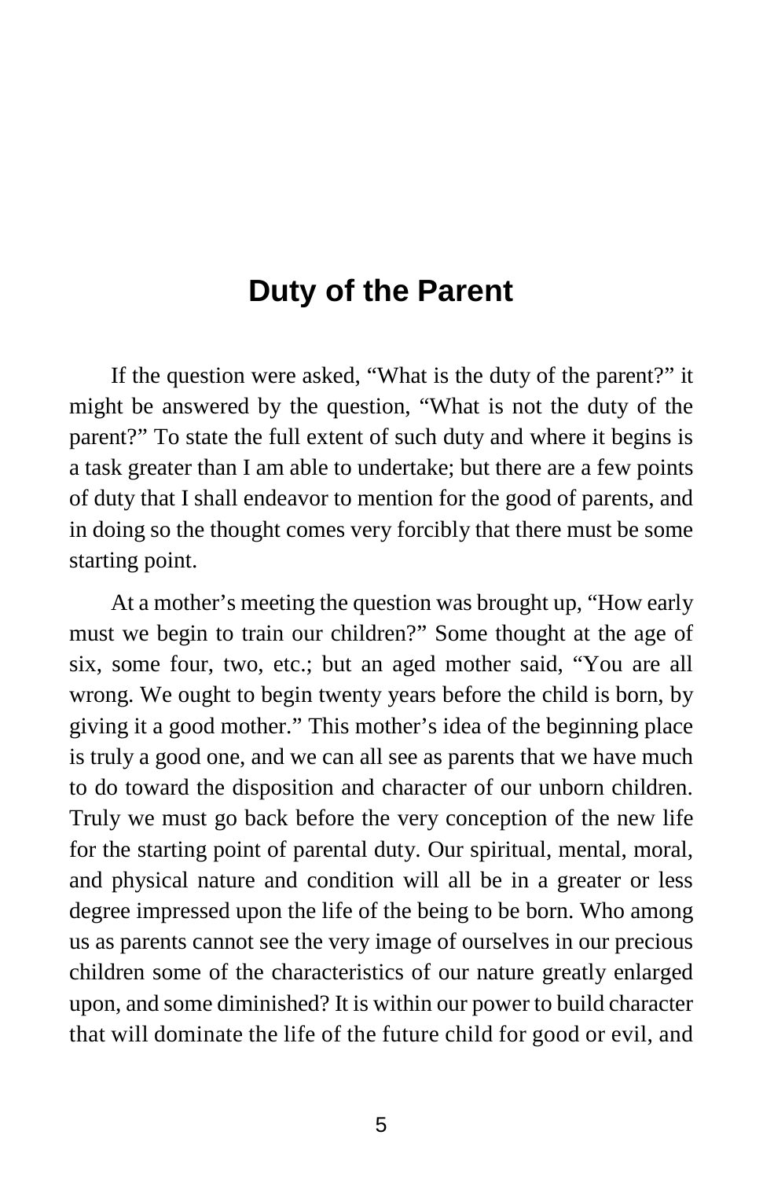# Duty of the Parent

If the question were asked, “What is the duty of the parent?” it might be answered by the question, “What is not the duty of the parent?” To state the full extent of such duty and where it begins is a task greater than I am able to undertake; but there are a few points of duty that I shall endeavor to mention for the good of parents, and in doing so the thought comes very forcibly that there must be some starting point.

At a mother’s meeting the question was brought up, “How early must we begin to train our children?” Some thought at the age of six, some four, two, etc.; but an aged mother said, “You are all wrong. We ought to begin twenty years before the child is born, by giving it a good mother.” This mother’s idea of the beginning place is truly a good one, and we can all see as parents that we have much to do toward the disposition and character of our unborn children. Truly we must go back before the very conception of the new life for the starting point of parental duty. Our spiritual, mental, moral, and physical nature and condition will all be in a greater or less degree impressed upon the life of the being to be born. Who among us as parents cannot see the very image of ourselves in our precious children some of the characteristics of our nature greatly enlarged upon, and some diminished? It is within our power to build character that will dominate the life of the future child for good or evil, and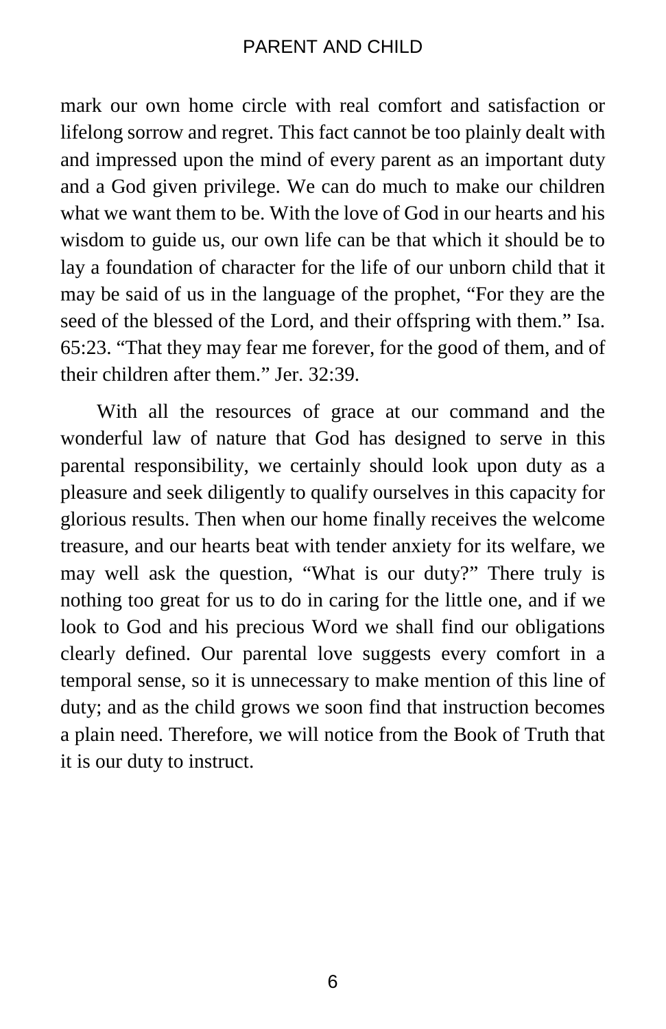mark our own home circle with real comfort and satisfaction or lifelong sorrow and regret. This fact cannot be too plainly dealt with and impressed upon the mind of every parent as an important duty and a God given privilege. We can do much to make our children what we want them to be. With the love of God in our hearts and his wisdom to guide us, our own life can be that which it should be to lay a foundation of character for the life of our unborn child that it may be said of us in the language of the prophet, “For they are the seed of the blessed of the Lord, and their offspring with them.” Isa. 65:23. “That they may fear me forever, for the good of them, and of their children after them.” Jer. 32:39.

With all the resources of grace at our command and the wonderful law of nature that God has designed to serve in this parental responsibility, we certainly should look upon duty as a pleasure and seek diligently to qualify ourselves in this capacity for glorious results. Then when our home finally receives the welcome treasure, and our hearts beat with tender anxiety for its welfare, we may well ask the question, “What is our duty?” There truly is nothing too great for us to do in caring for the little one, and if we look to God and his precious Word we shall find our obligations clearly defined. Our parental love suggests every comfort in a temporal sense, so it is unnecessary to make mention of this line of duty; and as the child grows we soon find that instruction becomes a plain need. Therefore, we will notice from the Book of Truth that it is our duty to instruct.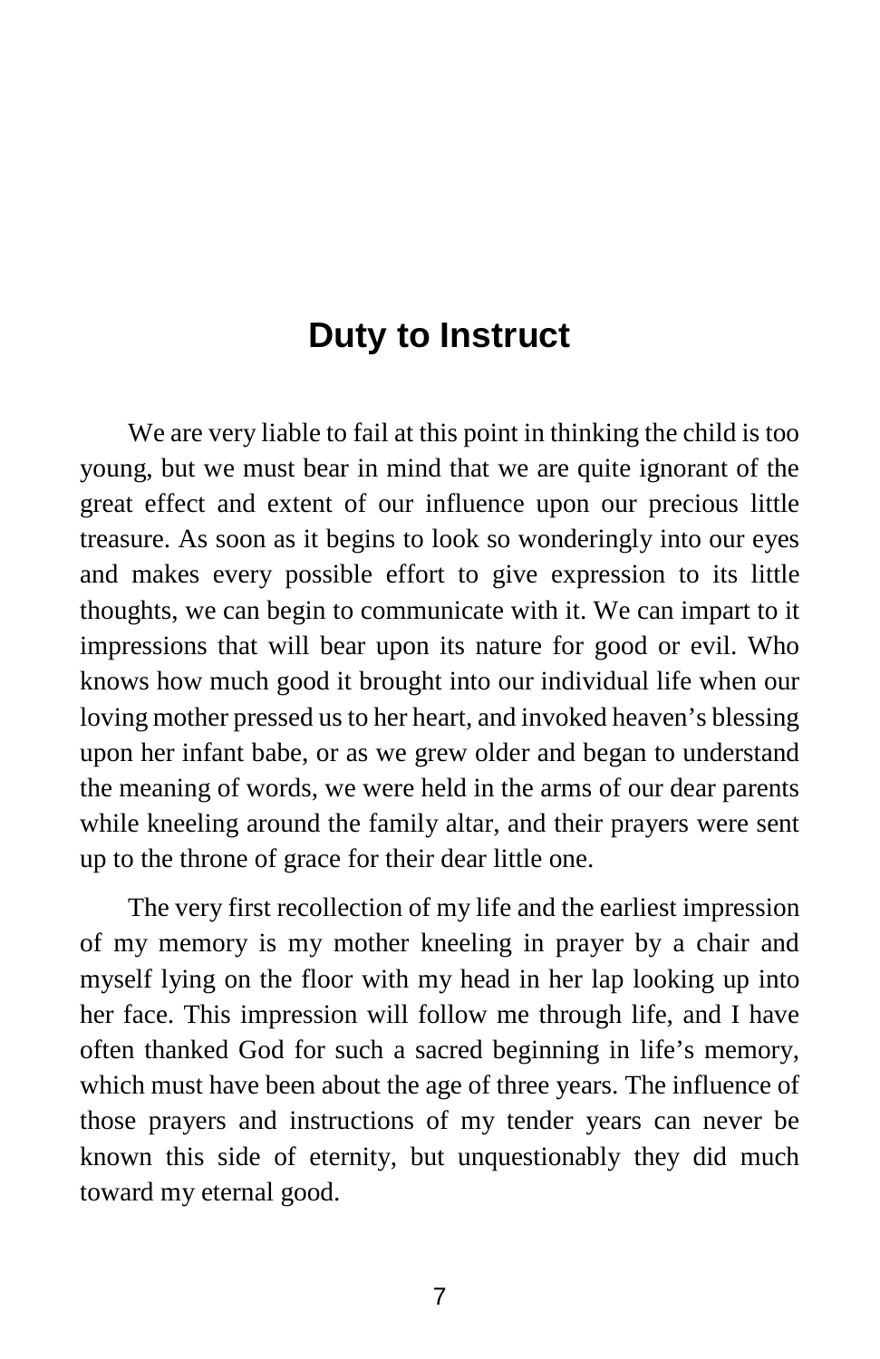# Duty to Instruct

We are very liable to fail at this point in thinking the child is too young, but we must bear in mind that we are quite ignorant of the great effect and extent of our influence upon our precious little treasure. As soon as it begins to look so wonderingly into our eyes and makes every possible effort to give expression to its little thoughts, we can begin to communicate with it. We can impart to it impressions that will bear upon its nature for good or evil. Who knows how much good it brought into our individual life when our loving mother pressed us to her heart, and invoked heaven's blessing upon her infant babe, or as we grew older and began to understand the meaning of words, we were held in the arms of our dear parents while kneeling around the family altar, and their prayers were sent up to the throne of grace for their dear little one.

The very first recollection of my life and the earliest impression of my memory is my mother kneeling in prayer by a chair and myself lying on the floor with my head in her lap looking up into her face. This impression will follow me through life, and I have often thanked God for such a sacred beginning in life's memory, which must have been about the age of three years. The influence of those prayers and instructions of my tender years can never be known this side of eternity, but unquestionably they did much toward my eternal good.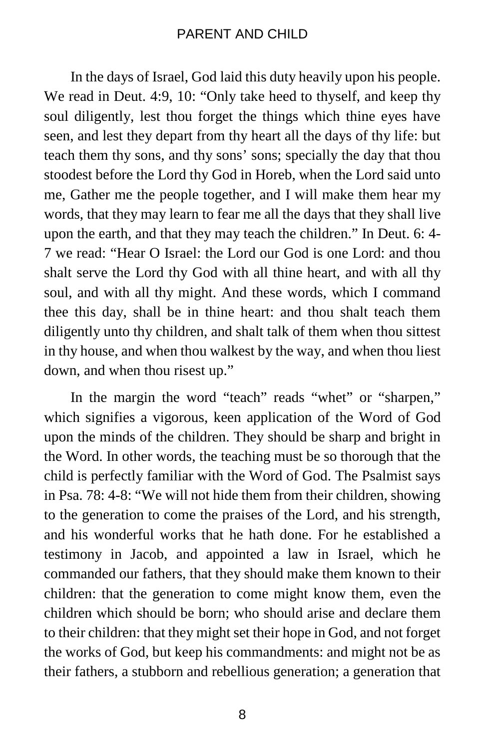In the days of Israel, God laid this duty heavily upon his people. We read in Deut. 4:9, 10: "Only take heed to thyself, and keep thy soul diligently, lest thou forget the things which thine eyes have seen, and lest they depart from thy heart all the days of thy life: but teach them thy sons, and thy sons' sons; specially the day that thou stoodest before the Lord thy God in Horeb, when the Lord said unto me, Gather me the people together, and I will make them hear my words, that they may learn to fear me all the days that they shall live upon the earth, and that they may teach the children." In Deut. 6: 4-7 we read: "Hear O Israel: the Lord our God is one Lord: and thou shalt serve the Lord thy God with all thine heart, and with all thy soul, and with all thy might. And these words, which I command thee this day, shall be in thine heart: and thou shalt teach them diligently unto thy children, and shalt talk of them when thou sittest in thy house, and when thou walkest by the way, and when thou liest down, and when thou risest up."

In the margin the word "teach" reads "whet" or "sharpen," which signifies a vigorous, keen application of the Word of God upon the minds of the children. They should be sharp and bright in the Word. In other words, the teaching must be so thorough that the child is perfectly familiar with the Word of God. The Psalmist says in Psa. 78: 4-8: "We will not hide them from their children, showing to the generation to come the praises of the Lord, and his strength, and his wonderful works that he hath done. For he established a testimony in Jacob, and appointed a law in Israel, which he commanded our fathers, that they should make them known to their children: that the generation to come might know them, even the children which should be born; who should arise and declare them to their children: that they might set their hope in God, and not forget the works of God, but keep his commandments: and might not be as their fathers, a stubborn and rebellious generation; a generation that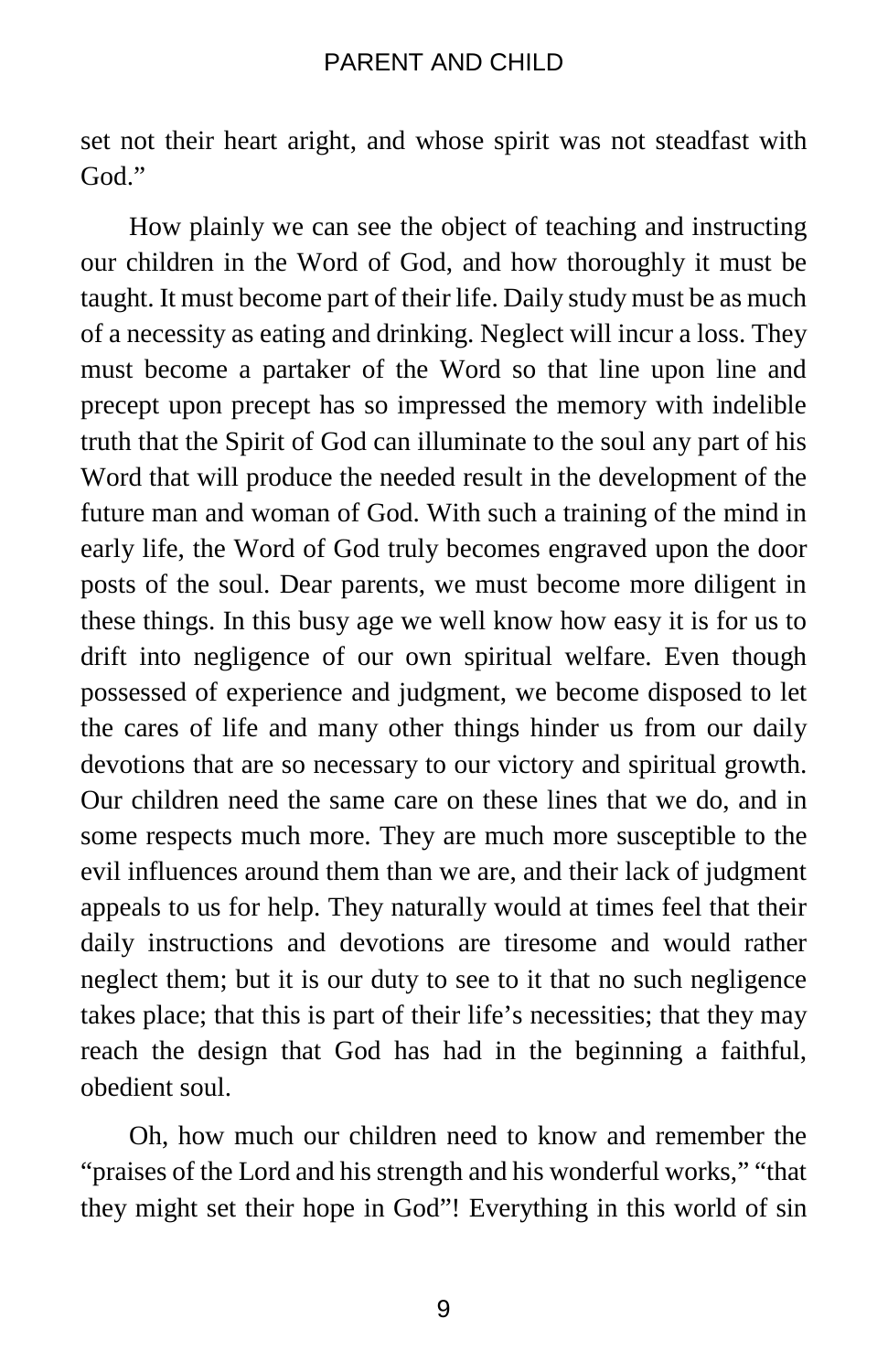set not their heart aright, and whose spirit was not steadfast with God."

How plainly we can see the object of teaching and instructing our children in the Word of God, and how thoroughly it must be taught. It must become part of their life. Daily study must be as much of a necessity as eating and drinking. Neglect will incur a loss. They must become a partaker of the Word so that line upon line and precept upon precept has so impressed the memory with indelible truth that the Spirit of God can illuminate to the soul any part of his Word that will produce the needed result in the development of the future man and woman of God. With such a training of the mind in early life, the Word of God truly becomes engraved upon the door posts of the soul. Dear parents, we must become more diligent in these things. In this busy age we well know how easy it is for us to drift into negligence of our own spiritual welfare. Even though possessed of experience and judgment, we become disposed to let the cares of life and many other things hinder us from our daily devotions that are so necessary to our victory and spiritual growth. Our children need the same care on these lines that we do, and in some respects much more. They are much more susceptible to the evil influences around them than we are, and their lack of judgment appeals to us for help. They naturally would at times feel that their daily instructions and devotions are tiresome and would rather neglect them; but it is our duty to see to it that no such negligence takes place; that this is part of their life's necessities; that they may reach the design that God has had in the beginning a faithful, obedient soul.

Oh, how much our children need to know and remember the "praises of the Lord and his strength and his wonderful works," "that they might set their hope in God"! Everything in this world of sin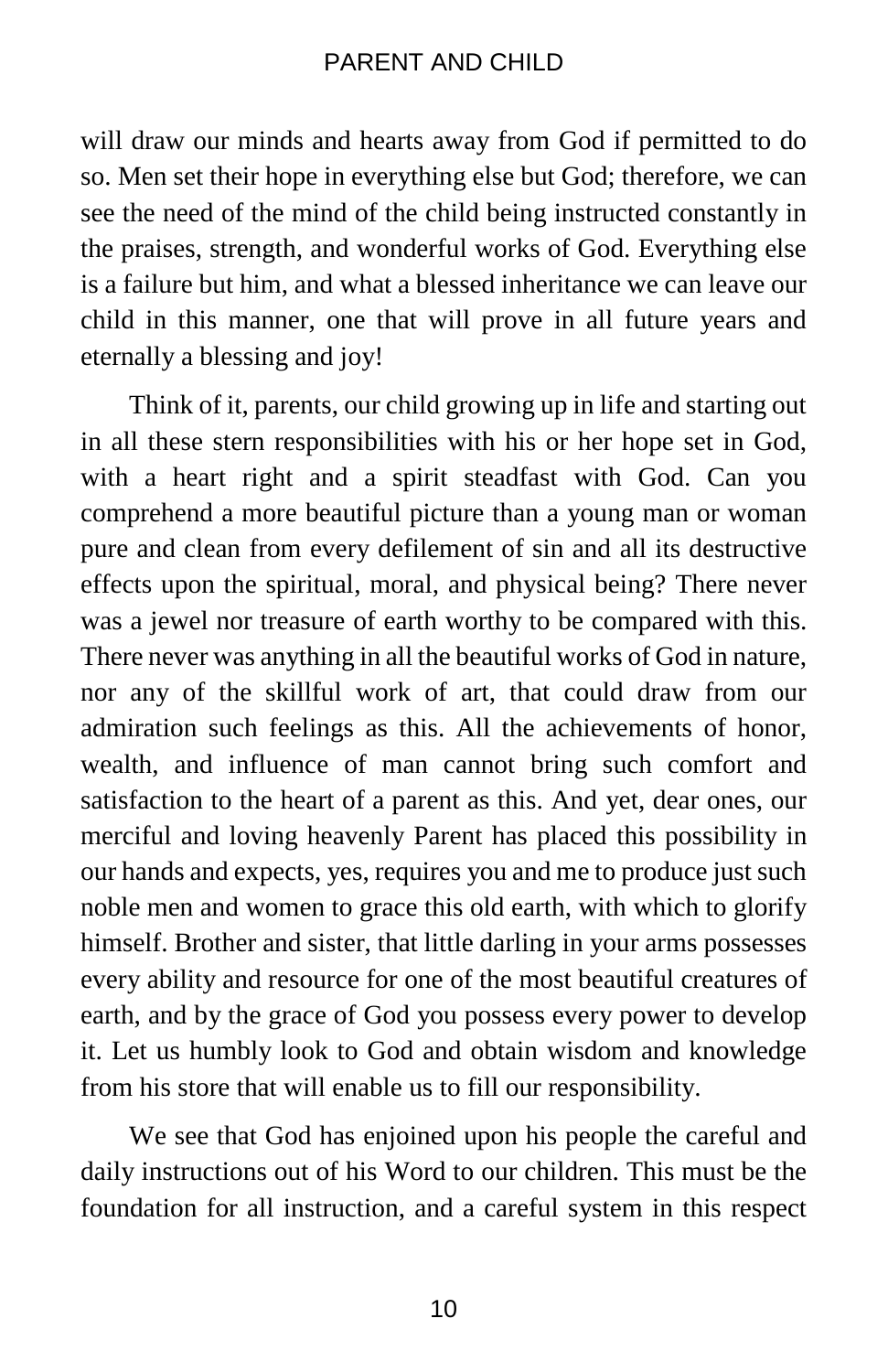will draw our minds and hearts away from God if permitted to do so. Men set their hope in everything else but God; therefore, we can see the need of the mind of the child being instructed constantly in the praises, strength, and wonderful works of God. Everything else is a failure but him, and what a blessed inheritance we can leave our child in this manner, one that will prove in all future years and eternally a blessing and joy!

Think of it, parents, our child growing up in life and starting out in all these stern responsibilities with his or her hope set in God, with a heart right and a spirit steadfast with God. Can you comprehend a more beautiful picture than a young man or woman pure and clean from every defilement of sin and all its destructive effects upon the spiritual, moral, and physical being? There never was a jewel nor treasure of earth worthy to be compared with this. There never was anything in all the beautiful works of God in nature, nor any of the skillful work of art, that could draw from our admiration such feelings as this. All the achievements of honor, wealth, and influence of man cannot bring such comfort and satisfaction to the heart of a parent as this. And yet, dear ones, our merciful and loving heavenly Parent has placed this possibility in our hands and expects, yes, requires you and me to produce just such noble men and women to grace this old earth, with which to glorify himself. Brother and sister, that little darling in your arms possesses every ability and resource for one of the most beautiful creatures of earth, and by the grace of God you possess every power to develop it. Let us humbly look to God and obtain wisdom and knowledge from his store that will enable us to fill our responsibility.

We see that God has enjoined upon his people the careful and daily instructions out of his Word to our children. This must be the foundation for all instruction, and a careful system in this respect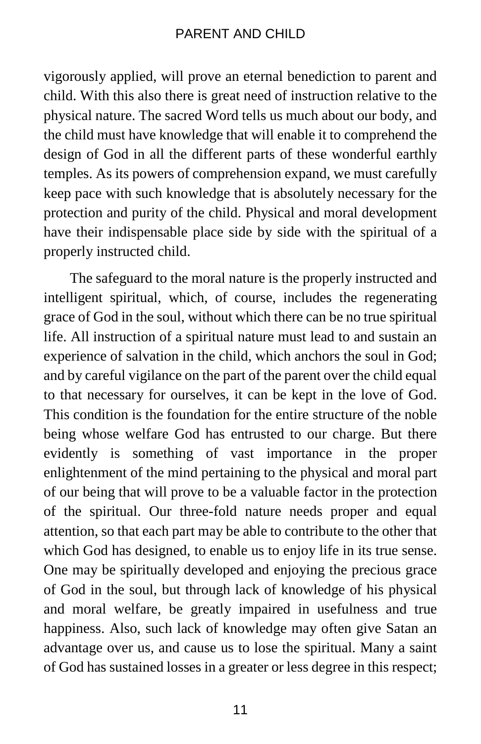vigorously applied, will prove an eternal benediction to parent and child. With this also there is great need of instruction relative to the physical nature. The sacred Word tells us much about our body, and the child must have knowledge that will enable it to comprehend the design of God in all the different parts of these wonderful earthly temples. As its powers of comprehension expand, we must carefully keep pace with such knowledge that is absolutely necessary for the protection and purity of the child. Physical and moral development have their indispensable place side by side with the spiritual of a properly instructed child.

The safeguard to the moral nature is the properly instructed and intelligent spiritual, which, of course, includes the regenerating grace of God in the soul, without which there can be no true spiritual life. All instruction of a spiritual nature must lead to and sustain an experience of salvation in the child, which anchors the soul in God; and by careful vigilance on the part of the parent over the child equal to that necessary for ourselves, it can be kept in the love of God. This condition is the foundation for the entire structure of the noble being whose welfare God has entrusted to our charge. But there evidently is something of vast importance in the proper enlightenment of the mind pertaining to the physical and moral part of our being that will prove to be a valuable factor in the protection of the spiritual. Our three-fold nature needs proper and equal attention, so that each part may be able to contribute to the other that which God has designed, to enable us to enjoy life in its true sense. One may be spiritually developed and enjoying the precious grace of God in the soul, but through lack of knowledge of his physical and moral welfare, be greatly impaired in usefulness and true happiness. Also, such lack of knowledge may often give Satan an advantage over us, and cause us to lose the spiritual. Many a saint of God has sustained losses in a greater or less degree in this respect;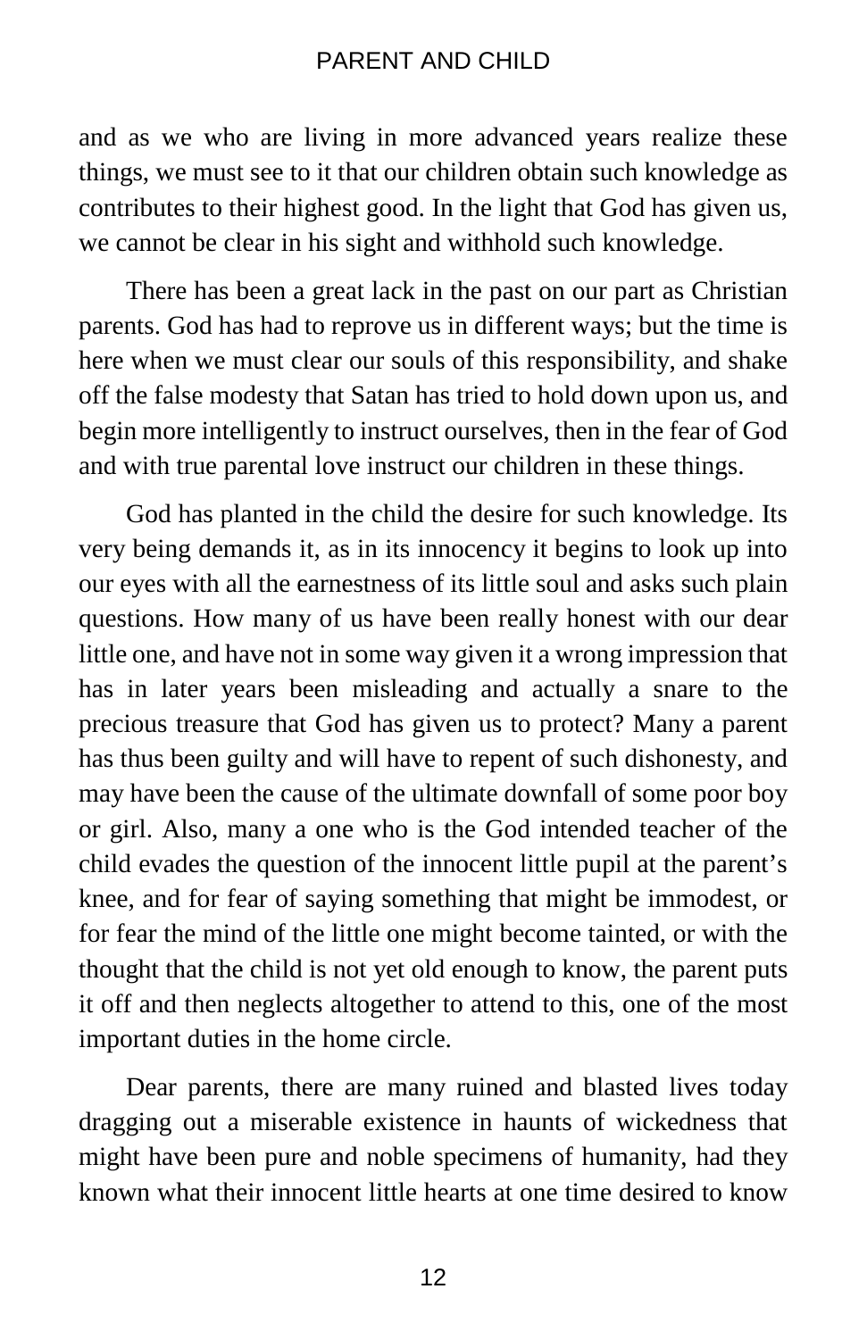and as we who are living in more advanced years realize these things, we must see to it that our children obtain such knowledge as contributes to their highest good. In the light that God has given us, we cannot be clear in his sight and withhold such knowledge.

There has been a great lack in the past on our part as Christian parents. God has had to reprove us in different ways; but the time is here when we must clear our souls of this responsibility, and shake off the false modesty that Satan has tried to hold down upon us, and begin more intelligently to instruct ourselves, then in the fear of God and with true parental love instruct our children in these things.

God has planted in the child the desire for such knowledge. Its very being demands it, as in its innocency it begins to look up into our eyes with all the earnestness of its little soul and asks such plain questions. How many of us have been really honest with our dear little one, and have not in some way given it a wrong impression that has in later years been misleading and actually a snare to the precious treasure that God has given us to protect? Many a parent has thus been guilty and will have to repent of such dishonesty, and may have been the cause of the ultimate downfall of some poor boy or girl. Also, many a one who is the God intended teacher of the child evades the question of the innocent little pupil at the parent's knee, and for fear of saying something that might be immodest, or for fear the mind of the little one might become tainted, or with the thought that the child is not yet old enough to know, the parent puts it off and then neglects altogether to attend to this, one of the most important duties in the home circle.

Dear parents, there are many ruined and blasted lives today dragging out a miserable existence in haunts of wickedness that might have been pure and noble specimens of humanity, had they known what their innocent little hearts at one time desired to know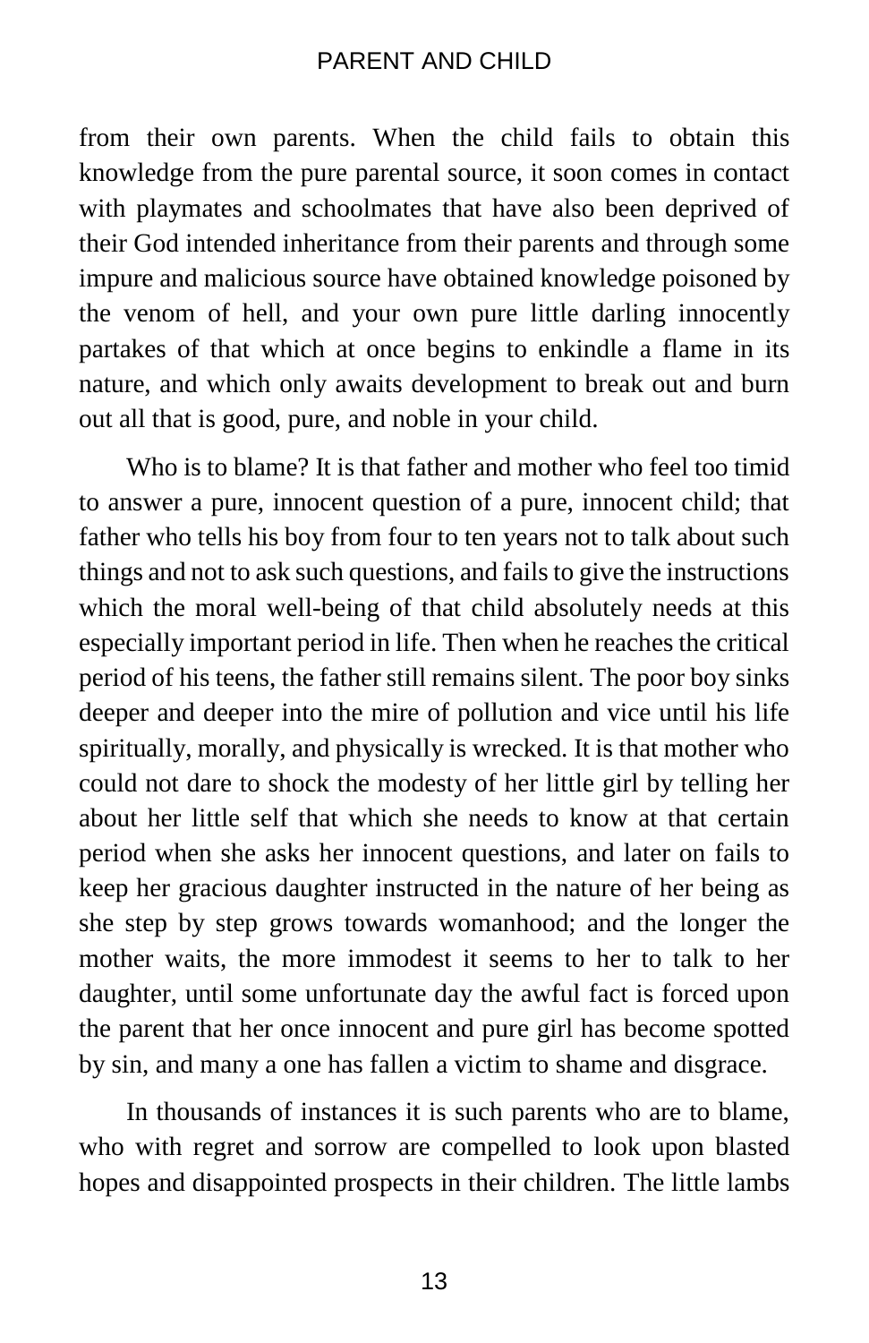from their own parents. When the child fails to obtain this knowledge from the pure parental source, it soon comes in contact with playmates and schoolmates that have also been deprived of their God intended inheritance from their parents and through some impure and malicious source have obtained knowledge poisoned by the venom of hell, and your own pure little darling innocently partakes of that which at once begins to enkindle a flame in its nature, and which only awaits development to break out and burn out all that is good, pure, and noble in your child.

Who is to blame? It is that father and mother who feel too timid to answer a pure, innocent question of a pure, innocent child; that father who tells his boy from four to ten years not to talk about such things and not to ask such questions, and fails to give the instructions which the moral well-being of that child absolutely needs at this especially important period in life. Then when he reaches the critical period of his teens, the father still remains silent. The poor boy sinks deeper and deeper into the mire of pollution and vice until his life spiritually, morally, and physically is wrecked. It is that mother who could not dare to shock the modesty of her little girl by telling her about her little self that which she needs to know at that certain period when she asks her innocent questions, and later on fails to keep her gracious daughter instructed in the nature of her being as she step by step grows towards womanhood; and the longer the mother waits, the more immodest it seems to her to talk to her daughter, until some unfortunate day the awful fact is forced upon the parent that her once innocent and pure girl has become spotted by sin, and many a one has fallen a victim to shame and disgrace.

In thousands of instances it is such parents who are to blame, who with regret and sorrow are compelled to look upon blasted hopes and disappointed prospects in their children. The little lambs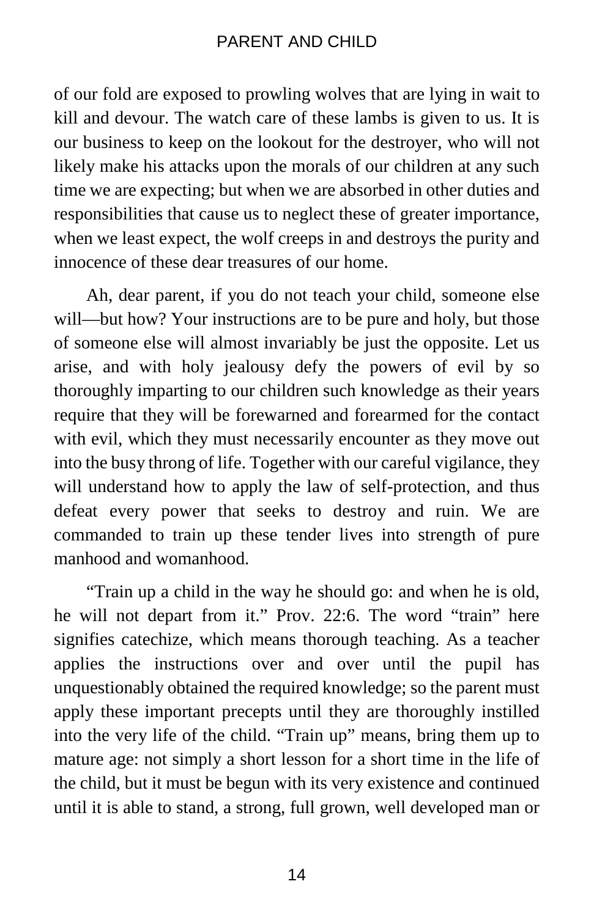of our fold are exposed to prowling wolves that are lying in wait to kill and devour. The watch care of these lambs is given to us. It is our business to keep on the lookout for the destroyer, who will not likely make his attacks upon the morals of our children at any such time we are expecting; but when we are absorbed in other duties and responsibilities that cause us to neglect these of greater importance, when we least expect, the wolf creeps in and destroys the purity and innocence of these dear treasures of our home.

Ah, dear parent, if you do not teach your child, someone else will—but how? Your instructions are to be pure and holy, but those of someone else will almost invariably be just the opposite. Let us arise, and with holy jealousy defy the powers of evil by so thoroughly imparting to our children such knowledge as their years require that they will be forewarned and forearmed for the contact with evil, which they must necessarily encounter as they move out into the busy throng of life. Together with our careful vigilance, they will understand how to apply the law of self-protection, and thus defeat every power that seeks to destroy and ruin. We are commanded to train up these tender lives into strength of pure manhood and womanhood.

"Train up a child in the way he should go: and when he is old, he will not depart from it." Prov. 22:6. The word "train" here signifies catechize, which means thorough teaching. As a teacher applies the instructions over and over until the pupil has unquestionably obtained the required knowledge; so the parent must apply these important precepts until they are thoroughly instilled into the very life of the child. "Train up" means, bring them up to mature age: not simply a short lesson for a short time in the life of the child, but it must be begun with its very existence and continued until it is able to stand, a strong, full grown, well developed man or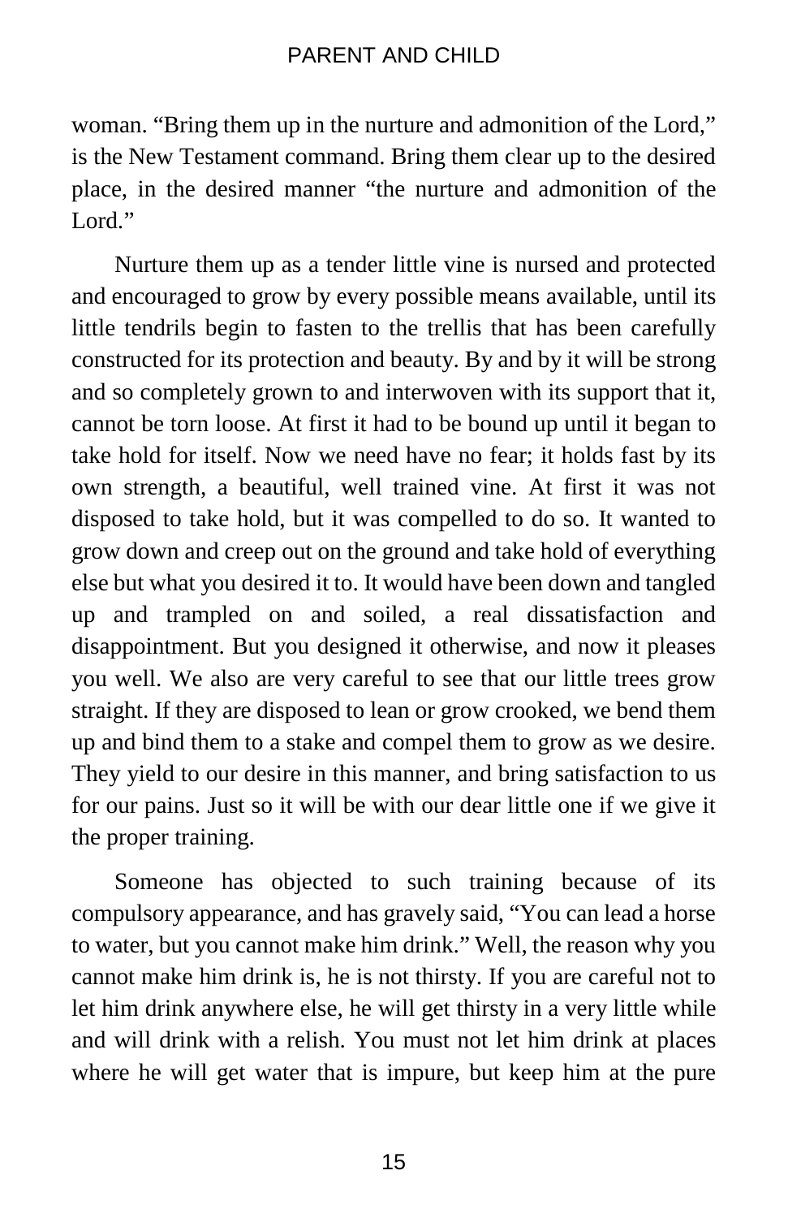woman. "Bring them up in the nurture and admonition of the Lord," is the New Testament command. Bring them clear up to the desired place, in the desired manner "the nurture and admonition of the Lord."

Nurture them up as a tender little vine is nursed and protected and encouraged to grow by every possible means available, until its little tendrils begin to fasten to the trellis that has been carefully constructed for its protection and beauty. By and by it will be strong and so completely grown to and interwoven with its support that it, cannot be torn loose. At first it had to be bound up until it began to take hold for itself. Now we need have no fear; it holds fast by its own strength, a beautiful, well trained vine. At first it was not disposed to take hold, but it was compelled to do so. It wanted to grow down and creep out on the ground and take hold of everything else but what you desired it to. It would have been down and tangled up and trampled on and soiled, a real dissatisfaction and disappointment. But you designed it otherwise, and now it pleases you well. We also are very careful to see that our little trees grow straight. If they are disposed to lean or grow crooked, we bend them up and bind them to a stake and compel them to grow as we desire. They yield to our desire in this manner, and bring satisfaction to us for our pains. Just so it will be with our dear little one if we give it the proper training.

Someone has objected to such training because of its compulsory appearance, and has gravely said, "You can lead a horse to water, but you cannot make him drink." Well, the reason why you cannot make him drink is, he is not thirsty. If you are careful not to let him drink anywhere else, he will get thirsty in a very little while and will drink with a relish. You must not let him drink at places where he will get water that is impure, but keep him at the pure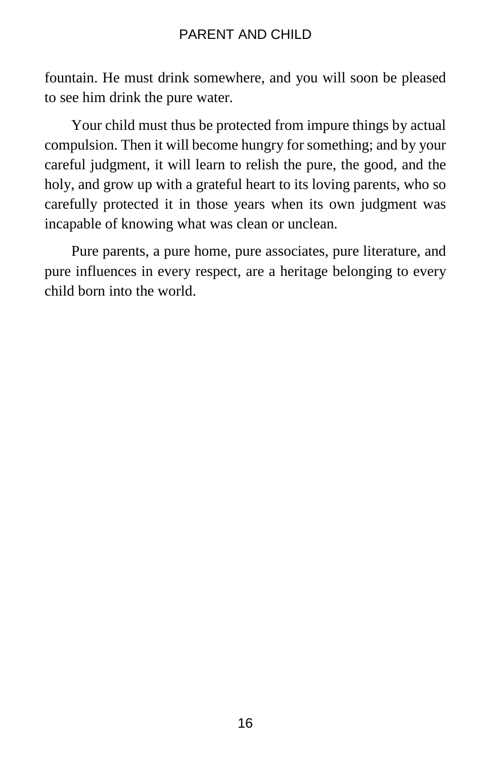fountain. He must drink somewhere, and you will soon be pleased to see him drink the pure water.

Your child must thus be protected from impure things by actual compulsion. Then it will become hungry for something; and by your careful judgment, it will learn to relish the pure, the good, and the holy, and grow up with a grateful heart to its loving parents, who so carefully protected it in those years when its own judgment was incapable of knowing what was clean or unclean.

Pure parents, a pure home, pure associates, pure literature, and pure influences in every respect, are a heritage belonging to every child born into the world.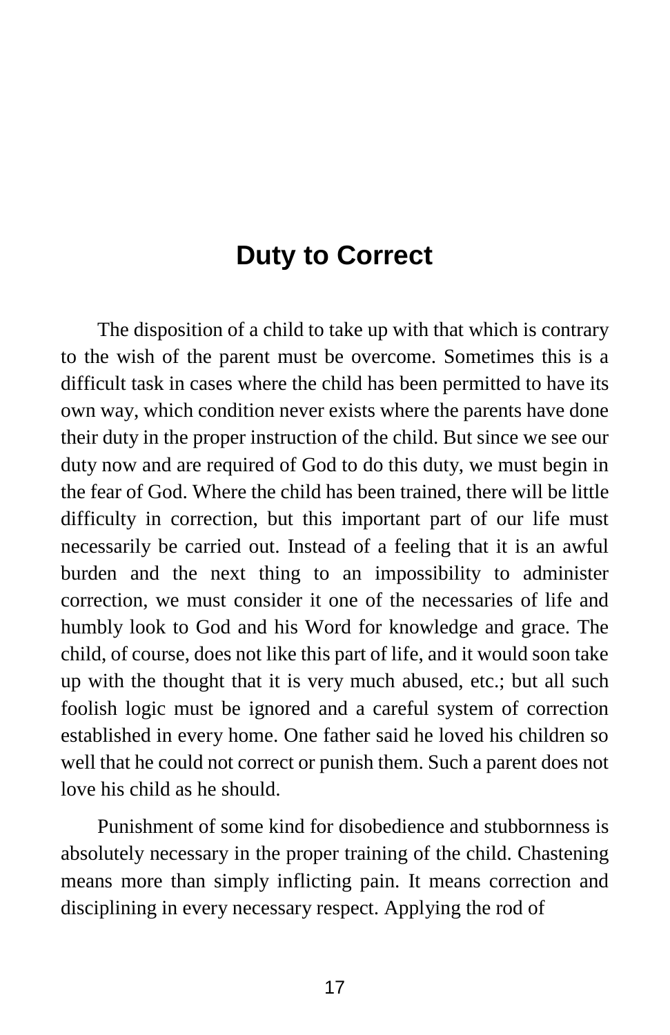# Duty to Correct

The disposition of a child to take up with that which is contrary to the wish of the parent must be overcome. Sometimes this is a difficult task in cases where the child has been permitted to have its own way, which condition never exists where the parents have done their duty in the proper instruction of the child. But since we see our duty now and are required of God to do this duty, we must begin in the fear of God. Where the child has been trained, there will be little difficulty in correction, but this important part of our life must necessarily be carried out. Instead of a feeling that it is an awful burden and the next thing to an impossibility to administer correction, we must consider it one of the necessaries of life and humbly look to God and his Word for knowledge and grace. The child, of course, does not like this part of life, and it would soon take up with the thought that it is very much abused, etc.; but all such foolish logic must be ignored and a careful system of correction established in every home. One father said he loved his children so well that he could not correct or punish them. Such a parent does not love his child as he should.

Punishment of some kind for disobedience and stubbornness is absolutely necessary in the proper training of the child. Chastening means more than simply inflicting pain. It means correction and disciplining in every necessary respect. Applying the rod of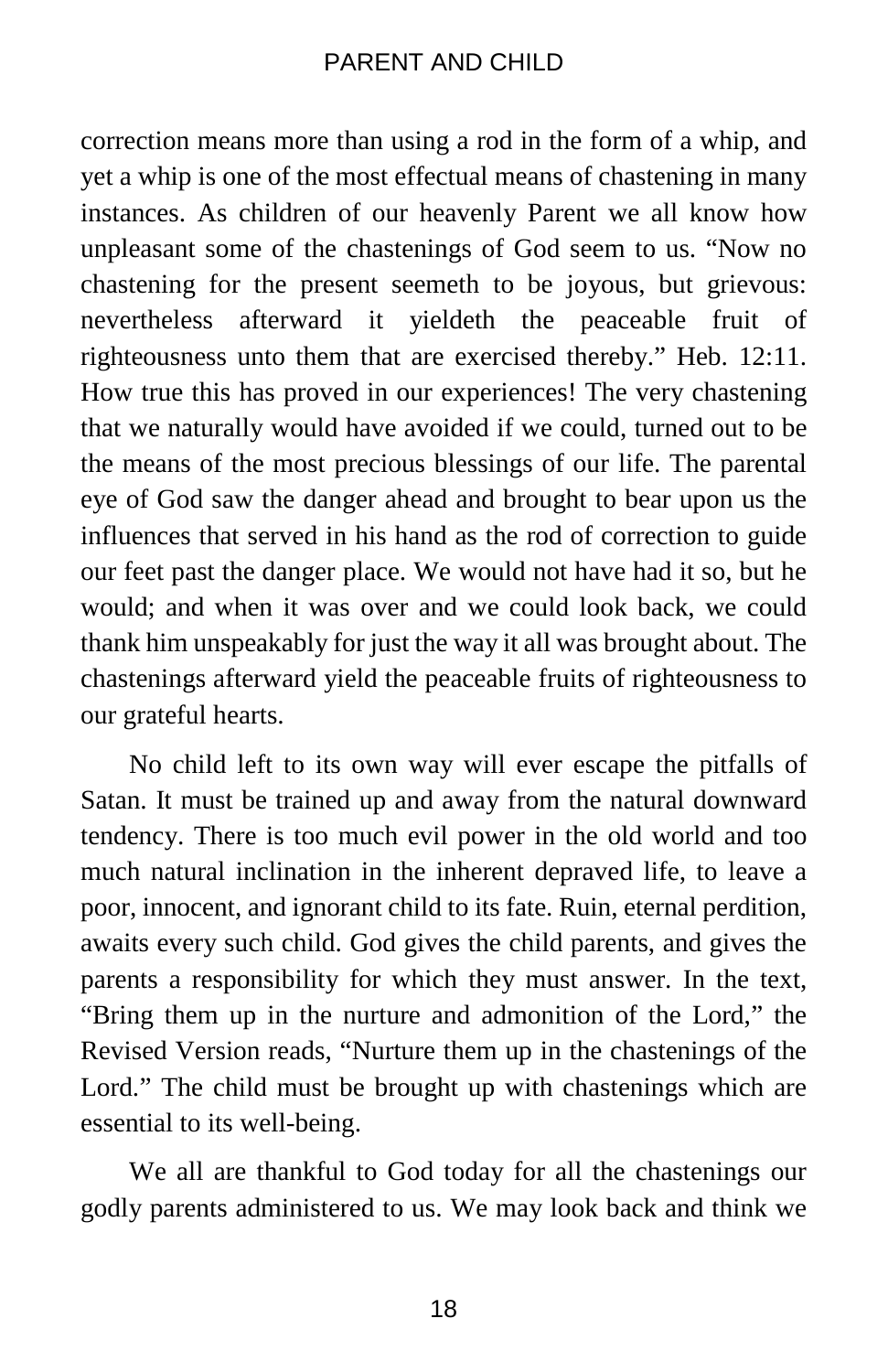correction means more than using a rod in the form of a whip, and yet a whip is one of the most effectual means of chastening in many instances. As children of our heavenly Parent we all know how unpleasant some of the chastenings of God seem to us. “Now no chastening for the present seemeth to be joyous, but grievous: nevertheless afterward it yieldeth the peaceable fruit of righteousness unto them that are exercised thereby.” Heb. 12:11. How true this has proved in our experiences! The very chastening that we naturally would have avoided if we could, turned out to be the means of the most precious blessings of our life. The parental eye of God saw the danger ahead and brought to bear upon us the influences that served in his hand as the rod of correction to guide our feet past the danger place. We would not have had it so, but he would; and when it was over and we could look back, we could thank him unspeakably for just the way it all was brought about. The chastenings afterward yield the peaceable fruits of righteousness to our grateful hearts.

No child left to its own way will ever escape the pitfalls of Satan. It must be trained up and away from the natural downward tendency. There is too much evil power in the old world and too much natural inclination in the inherent depraved life, to leave a poor, innocent, and ignorant child to its fate. Ruin, eternal perdition, awaits every such child. God gives the child parents, and gives the parents a responsibility for which they must answer. In the text, “Bring them up in the nurture and admonition of the Lord,” the Revised Version reads, “Nurture them up in the chastenings of the Lord.” The child must be brought up with chastenings which are essential to its well-being.

We all are thankful to God today for all the chastenings our godly parents administered to us. We may look back and think we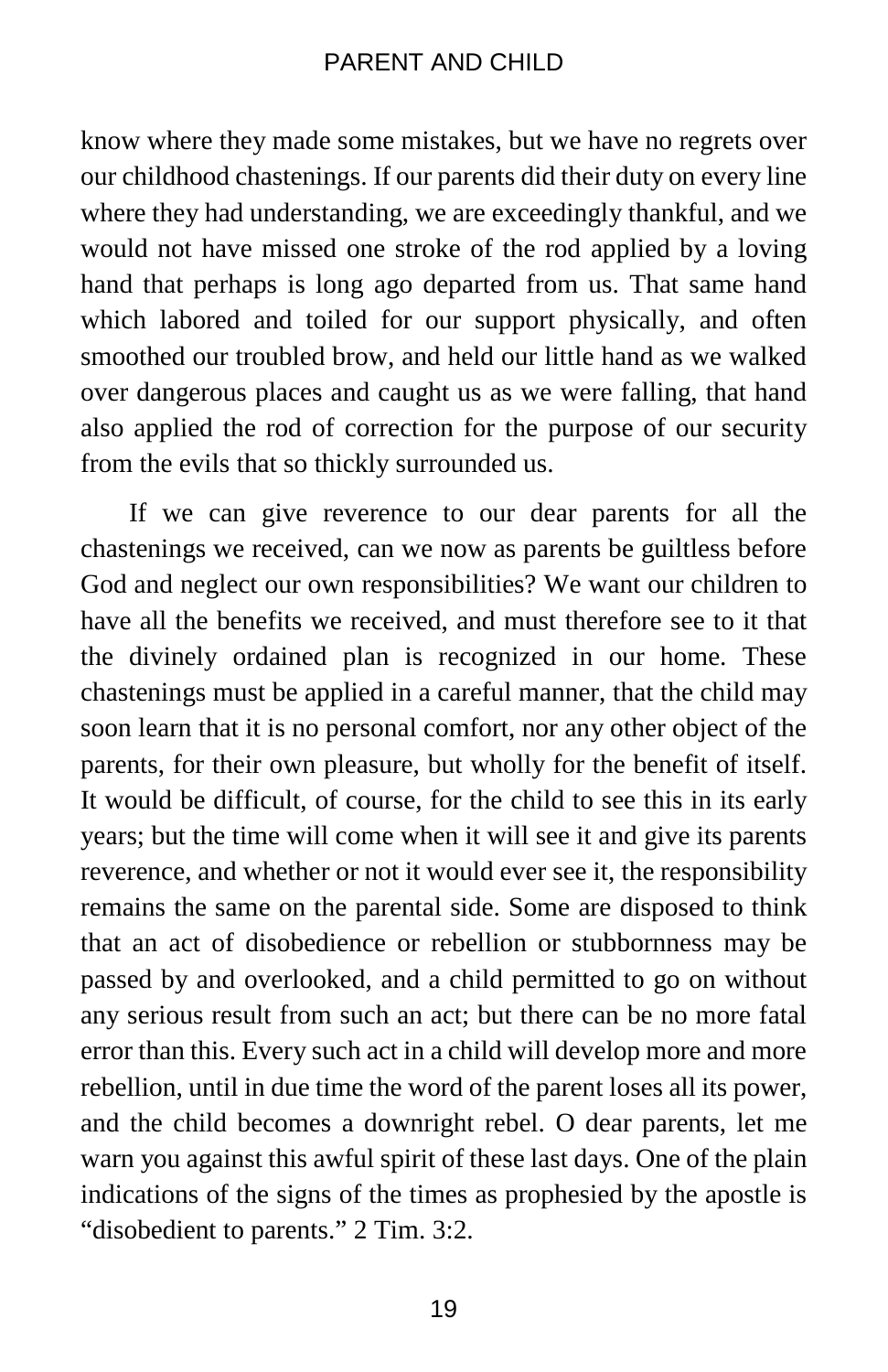know where they made some mistakes, but we have no regrets over our childhood chastenings. If our parents did their duty on every line where they had understanding, we are exceedingly thankful, and we would not have missed one stroke of the rod applied by a loving hand that perhaps is long ago departed from us. That same hand which labored and toiled for our support physically, and often smoothed our troubled brow, and held our little hand as we walked over dangerous places and caught us as we were falling, that hand also applied the rod of correction for the purpose of our security from the evils that so thickly surrounded us.

If we can give reverence to our dear parents for all the chastenings we received, can we now as parents be guiltless before God and neglect our own responsibilities? We want our children to have all the benefits we received, and must therefore see to it that the divinely ordained plan is recognized in our home. These chastenings must be applied in a careful manner, that the child may soon learn that it is no personal comfort, nor any other object of the parents, for their own pleasure, but wholly for the benefit of itself. It would be difficult, of course, for the child to see this in its early years; but the time will come when it will see it and give its parents reverence, and whether or not it would ever see it, the responsibility remains the same on the parental side. Some are disposed to think that an act of disobedience or rebellion or stubbornness may be passed by and overlooked, and a child permitted to go on without any serious result from such an act; but there can be no more fatal error than this. Every such act in a child will develop more and more rebellion, until in due time the word of the parent loses all its power, and the child becomes a downright rebel. O dear parents, let me warn you against this awful spirit of these last days. One of the plain indications of the signs of the times as prophesied by the apostle is "disobedient to parents." 2 Tim. 3:2.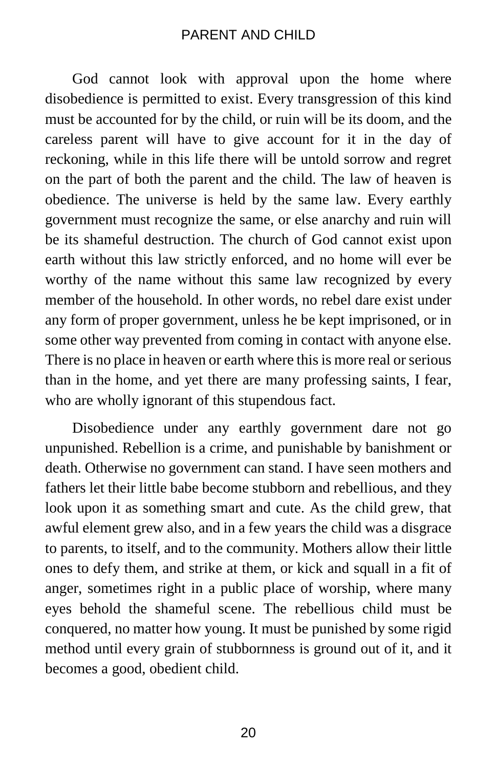God cannot look with approval upon the home where disobedience is permitted to exist. Every transgression of this kind must be accounted for by the child, or ruin will be its doom, and the careless parent will have to give account for it in the day of reckoning, while in this life there will be untold sorrow and regret on the part of both the parent and the child. The law of heaven is obedience. The universe is held by the same law. Every earthly government must recognize the same, or else anarchy and ruin will be its shameful destruction. The church of God cannot exist upon earth without this law strictly enforced, and no home will ever be worthy of the name without this same law recognized by every member of the household. In other words, no rebel dare exist under any form of proper government, unless he be kept imprisoned, or in some other way prevented from coming in contact with anyone else. There is no place in heaven or earth where this is more real or serious than in the home, and yet there are many professing saints, I fear, who are wholly ignorant of this stupendous fact.

Disobedience under any earthly government dare not go unpunished. Rebellion is a crime, and punishable by banishment or death. Otherwise no government can stand. I have seen mothers and fathers let their little babe become stubborn and rebellious, and they look upon it as something smart and cute. As the child grew, that awful element grew also, and in a few years the child was a disgrace to parents, to itself, and to the community. Mothers allow their little ones to defy them, and strike at them, or kick and squall in a fit of anger, sometimes right in a public place of worship, where many eyes behold the shameful scene. The rebellious child must be conquered, no matter how young. It must be punished by some rigid method until every grain of stubbornness is ground out of it, and it becomes a good, obedient child.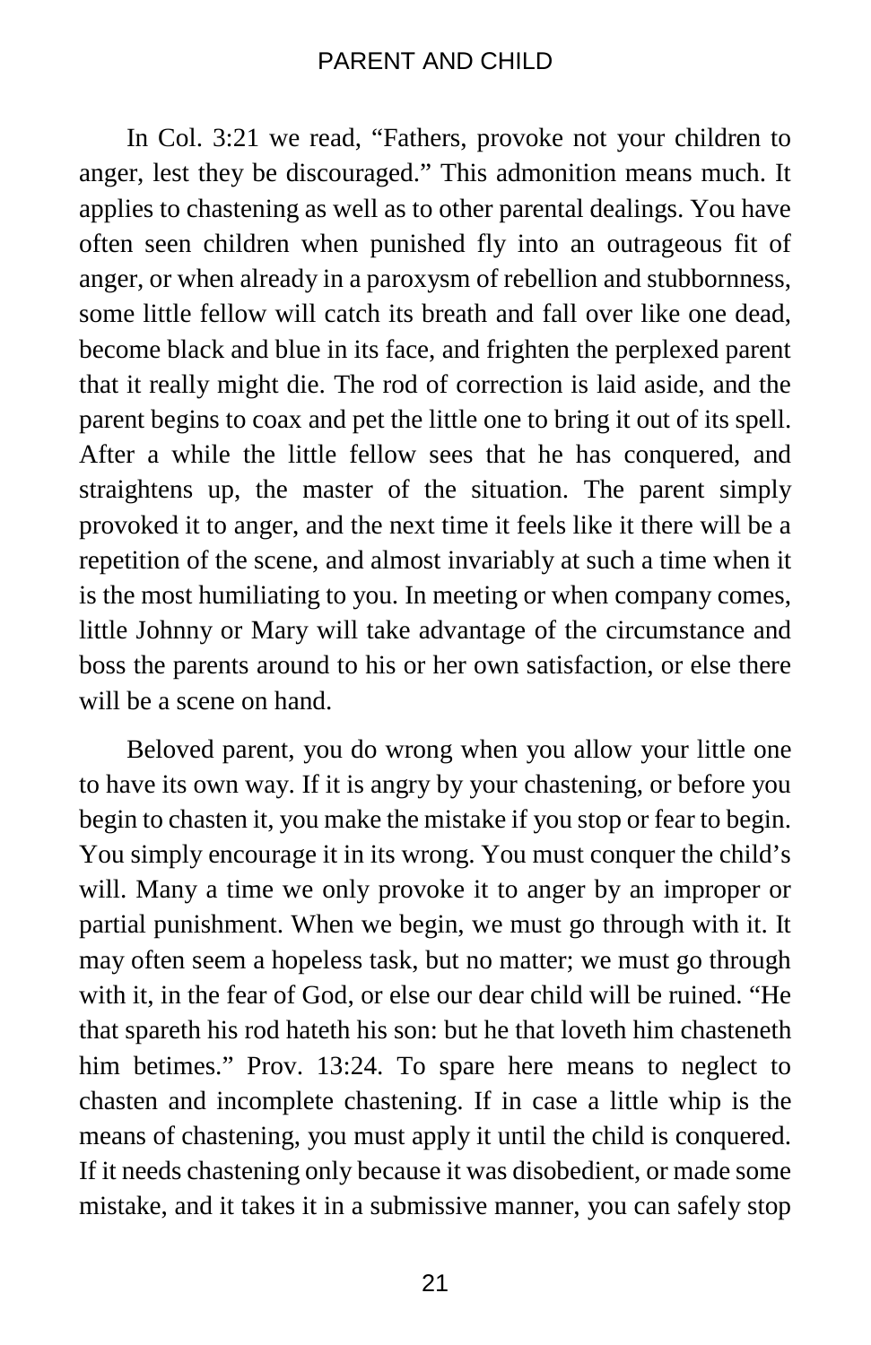In Col. 3:21 we read, "Fathers, provoke not your children to anger, lest they be discouraged." This admonition means much. It applies to chastening as well as to other parental dealings. You have often seen children when punished fly into an outrageous fit of anger, or when already in a paroxysm of rebellion and stubbornness, some little fellow will catch its breath and fall over like one dead, become black and blue in its face, and frighten the perplexed parent that it really might die. The rod of correction is laid aside, and the parent begins to coax and pet the little one to bring it out of its spell. After a while the little fellow sees that he has conquered, and straightens up, the master of the situation. The parent simply provoked it to anger, and the next time it feels like it there will be a repetition of the scene, and almost invariably at such a time when it is the most humiliating to you. In meeting or when company comes, little Johnny or Mary will take advantage of the circumstance and boss the parents around to his or her own satisfaction, or else there will be a scene on hand.

Beloved parent, you do wrong when you allow your little one to have its own way. If it is angry by your chastening, or before you begin to chasten it, you make the mistake if you stop or fear to begin. You simply encourage it in its wrong. You must conquer the child's will. Many a time we only provoke it to anger by an improper or partial punishment. When we begin, we must go through with it. It may often seem a hopeless task, but no matter; we must go through with it, in the fear of God, or else our dear child will be ruined. "He that spareth his rod hateth his son: but he that loveth him chasteneth him betimes." Prov. 13:24. To spare here means to neglect to chasten and incomplete chastening. If in case a little whip is the means of chastening, you must apply it until the child is conquered. If it needs chastening only because it was disobedient, or made some mistake, and it takes it in a submissive manner, you can safely stop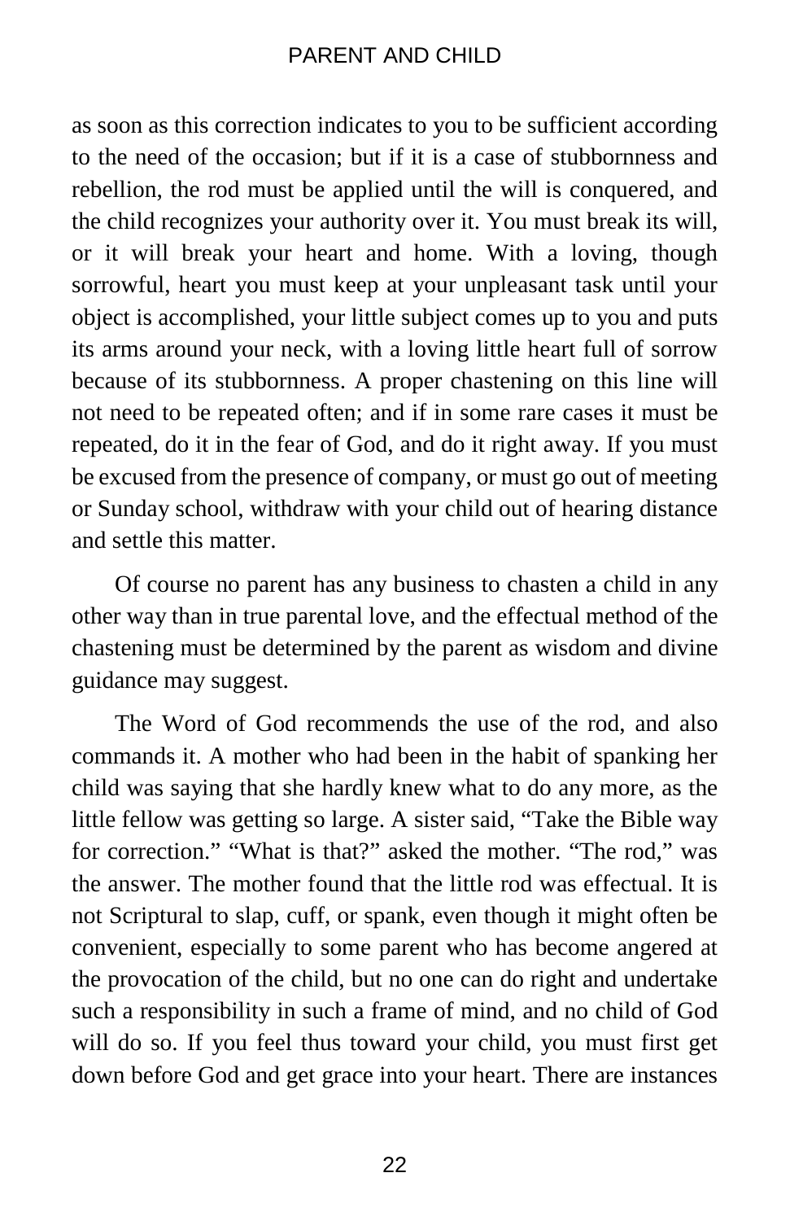as soon as this correction indicates to you to be sufficient according to the need of the occasion; but if it is a case of stubbornness and rebellion, the rod must be applied until the will is conquered, and the child recognizes your authority over it. You must break its will, or it will break your heart and home. With a loving, though sorrowful, heart you must keep at your unpleasant task until your object is accomplished, your little subject comes up to you and puts its arms around your neck, with a loving little heart full of sorrow because of its stubbornness. A proper chastening on this line will not need to be repeated often; and if in some rare cases it must be repeated, do it in the fear of God, and do it right away. If you must be excused from the presence of company, or must go out of meeting or Sunday school, withdraw with your child out of hearing distance and settle this matter.

Of course no parent has any business to chasten a child in any other way than in true parental love, and the effectual method of the chastening must be determined by the parent as wisdom and divine guidance may suggest.

The Word of God recommends the use of the rod, and also commands it. A mother who had been in the habit of spanking her child was saying that she hardly knew what to do any more, as the little fellow was getting so large. A sister said, "Take the Bible way for correction." "What is that?" asked the mother. "The rod," was the answer. The mother found that the little rod was effectual. It is not Scriptural to slap, cuff, or spank, even though it might often be convenient, especially to some parent who has become angered at the provocation of the child, but no one can do right and undertake such a responsibility in such a frame of mind, and no child of God will do so. If you feel thus toward your child, you must first get down before God and get grace into your heart. There are instances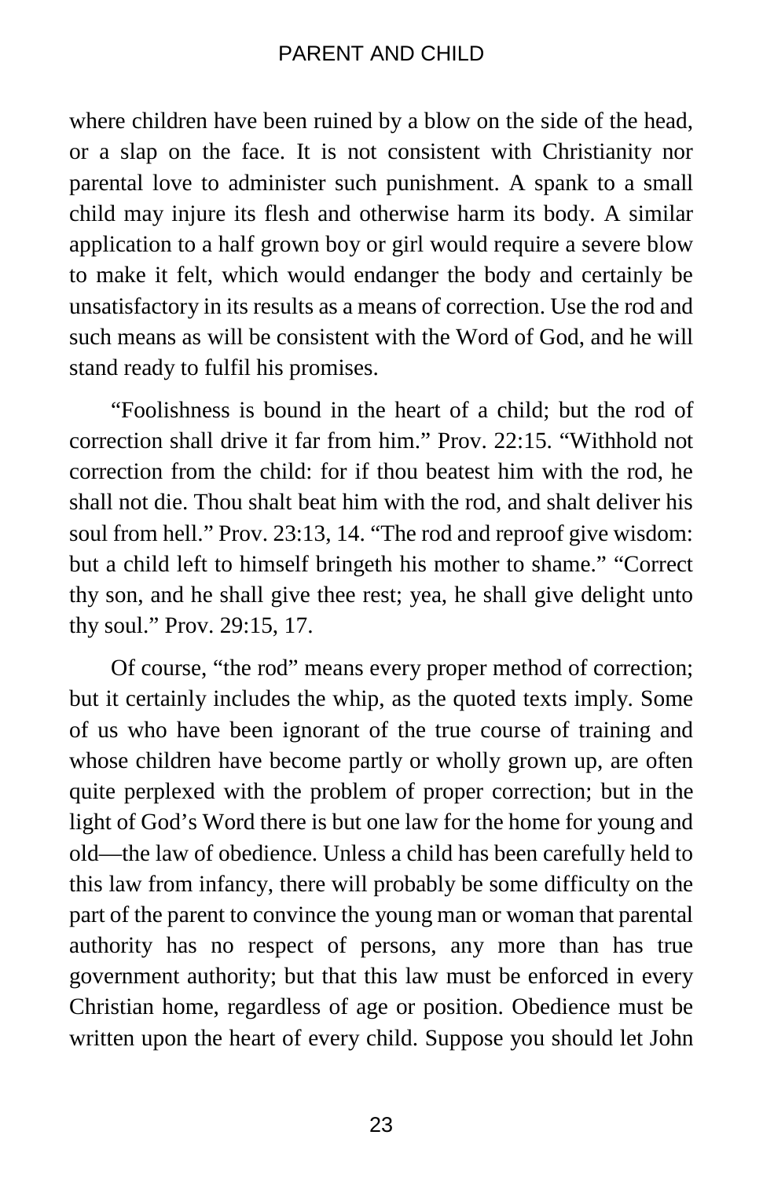where children have been ruined by a blow on the side of the head, or a slap on the face. It is not consistent with Christianity nor parental love to administer such punishment. A spank to a small child may injure its flesh and otherwise harm its body. A similar application to a half grown boy or girl would require a severe blow to make it felt, which would endanger the body and certainly be unsatisfactory in its results as a means of correction. Use the rod and such means as will be consistent with the Word of God, and he will stand ready to fulfil his promises.

"Foolishness is bound in the heart of a child; but the rod of correction shall drive it far from him." Prov. 22:15. "Withhold not correction from the child: for if thou beatest him with the rod, he shall not die. Thou shalt beat him with the rod, and shalt deliver his soul from hell." Prov. 23:13, 14. "The rod and reproof give wisdom: but a child left to himself bringeth his mother to shame." "Correct thy son, and he shall give thee rest; yea, he shall give delight unto thy soul." Prov. 29:15, 17.

Of course, "the rod" means every proper method of correction; but it certainly includes the whip, as the quoted texts imply. Some of us who have been ignorant of the true course of training and whose children have become partly or wholly grown up, are often quite perplexed with the problem of proper correction; but in the light of God's Word there is but one law for the home for young and old—the law of obedience. Unless a child has been carefully held to this law from infancy, there will probably be some difficulty on the part of the parent to convince the young man or woman that parental authority has no respect of persons, any more than has true government authority; but that this law must be enforced in every Christian home, regardless of age or position. Obedience must be written upon the heart of every child. Suppose you should let John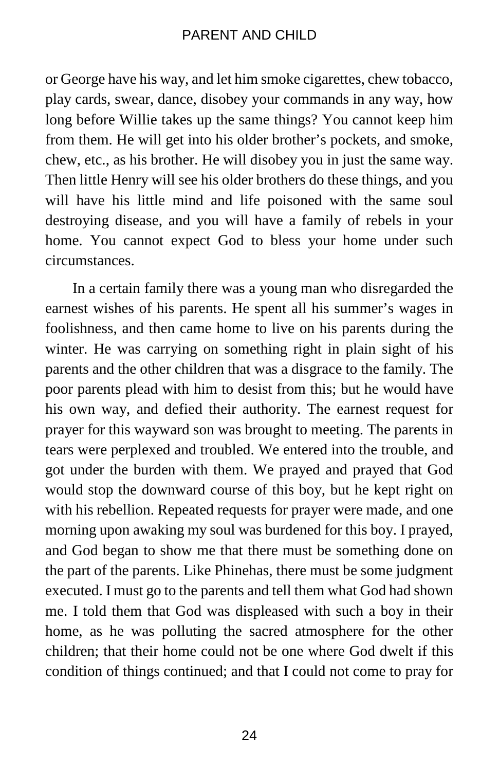or George have his way, and let him smoke cigarettes, chew tobacco, play cards, swear, dance, disobey your commands in any way, how long before Willie takes up the same things? You cannot keep him from them. He will get into his older brother's pockets, and smoke, chew, etc., as his brother. He will disobey you in just the same way. Then little Henry will see his older brothers do these things, and you will have his little mind and life poisoned with the same soul destroying disease, and you will have a family of rebels in your home. You cannot expect God to bless your home under such circumstances.

In a certain family there was a young man who disregarded the earnest wishes of his parents. He spent all his summer's wages in foolishness, and then came home to live on his parents during the winter. He was carrying on something right in plain sight of his parents and the other children that was a disgrace to the family. The poor parents plead with him to desist from this; but he would have his own way, and defied their authority. The earnest request for prayer for this wayward son was brought to meeting. The parents in tears were perplexed and troubled. We entered into the trouble, and got under the burden with them. We prayed and prayed that God would stop the downward course of this boy, but he kept right on with his rebellion. Repeated requests for prayer were made, and one morning upon awaking my soul was burdened for this boy. I prayed, and God began to show me that there must be something done on the part of the parents. Like Phinehas, there must be some judgment executed. I must go to the parents and tell them what God had shown me. I told them that God was displeased with such a boy in their home, as he was polluting the sacred atmosphere for the other children; that their home could not be one where God dwelt if this condition of things continued; and that I could not come to pray for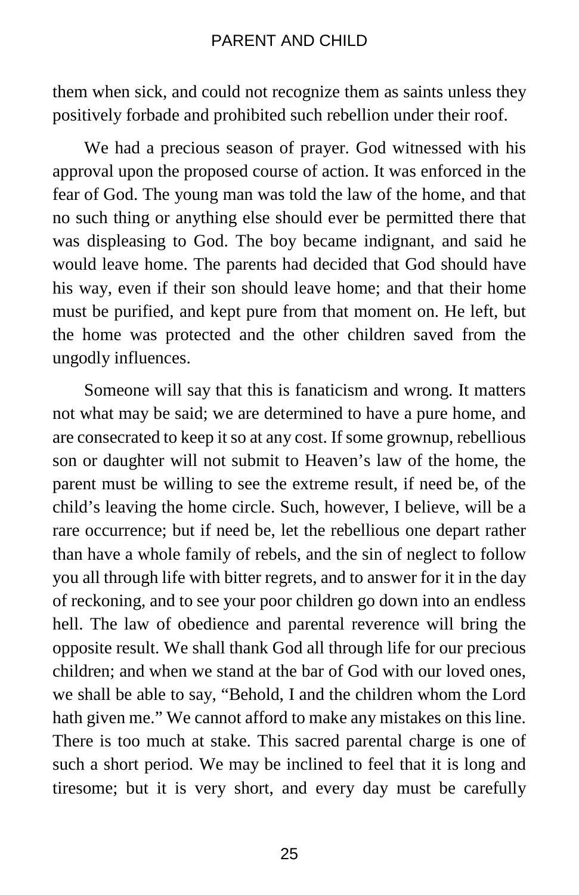them when sick, and could not recognize them as saints unless they positively forbade and prohibited such rebellion under their roof.

We had a precious season of prayer. God witnessed with his approval upon the proposed course of action. It was enforced in the fear of God. The young man was told the law of the home, and that no such thing or anything else should ever be permitted there that was displeasing to God. The boy became indignant, and said he would leave home. The parents had decided that God should have his way, even if their son should leave home; and that their home must be purified, and kept pure from that moment on. He left, but the home was protected and the other children saved from the ungodly influences.

Someone will say that this is fanaticism and wrong. It matters not what may be said; we are determined to have a pure home, and are consecrated to keep it so at any cost. If some grownup, rebellious son or daughter will not submit to Heaven's law of the home, the parent must be willing to see the extreme result, if need be, of the child's leaving the home circle. Such, however, I believe, will be a rare occurrence; but if need be, let the rebellious one depart rather than have a whole family of rebels, and the sin of neglect to follow you all through life with bitter regrets, and to answer for it in the day of reckoning, and to see your poor children go down into an endless hell. The law of obedience and parental reverence will bring the opposite result. We shall thank God all through life for our precious children; and when we stand at the bar of God with our loved ones, we shall be able to say, "Behold, I and the children whom the Lord hath given me." We cannot afford to make any mistakes on this line. There is too much at stake. This sacred parental charge is one of such a short period. We may be inclined to feel that it is long and tiresome; but it is very short, and every day must be carefully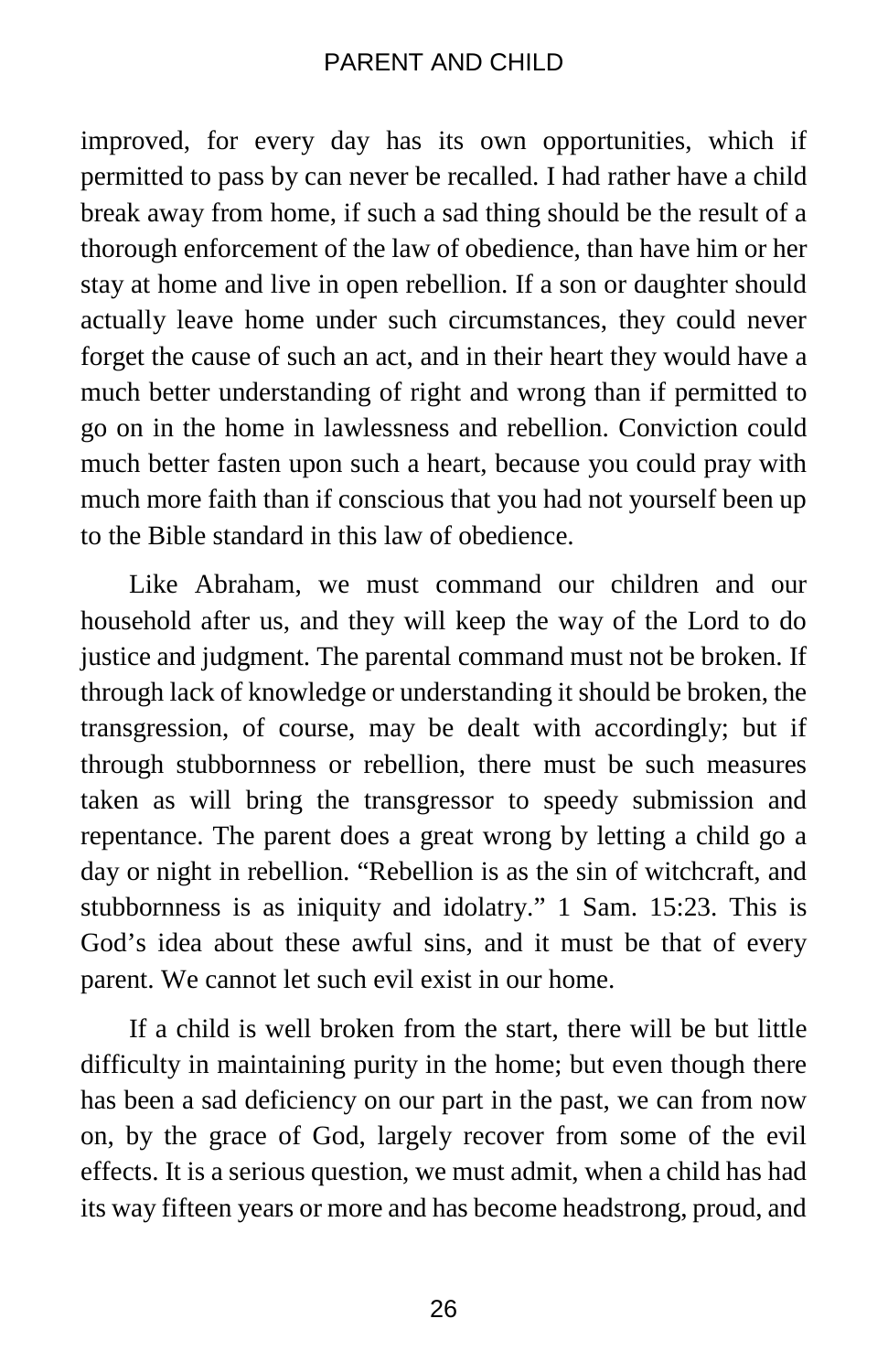improved, for every day has its own opportunities, which if permitted to pass by can never be recalled. I had rather have a child break away from home, if such a sad thing should be the result of a thorough enforcement of the law of obedience, than have him or her stay at home and live in open rebellion. If a son or daughter should actually leave home under such circumstances, they could never forget the cause of such an act, and in their heart they would have a much better understanding of right and wrong than if permitted to go on in the home in lawlessness and rebellion. Conviction could much better fasten upon such a heart, because you could pray with much more faith than if conscious that you had not yourself been up to the Bible standard in this law of obedience.

Like Abraham, we must command our children and our household after us, and they will keep the way of the Lord to do justice and judgment. The parental command must not be broken. If through lack of knowledge or understanding it should be broken, the transgression, of course, may be dealt with accordingly; but if through stubbornness or rebellion, there must be such measures taken as will bring the transgressor to speedy submission and repentance. The parent does a great wrong by letting a child go a day or night in rebellion. "Rebellion is as the sin of witchcraft, and stubbornness is as iniquity and idolatry." 1 Sam. 15:23. This is God's idea about these awful sins, and it must be that of every parent. We cannot let such evil exist in our home.

If a child is well broken from the start, there will be but little difficulty in maintaining purity in the home; but even though there has been a sad deficiency on our part in the past, we can from now on, by the grace of God, largely recover from some of the evil effects. It is a serious question, we must admit, when a child has had its way fifteen years or more and has become headstrong, proud, and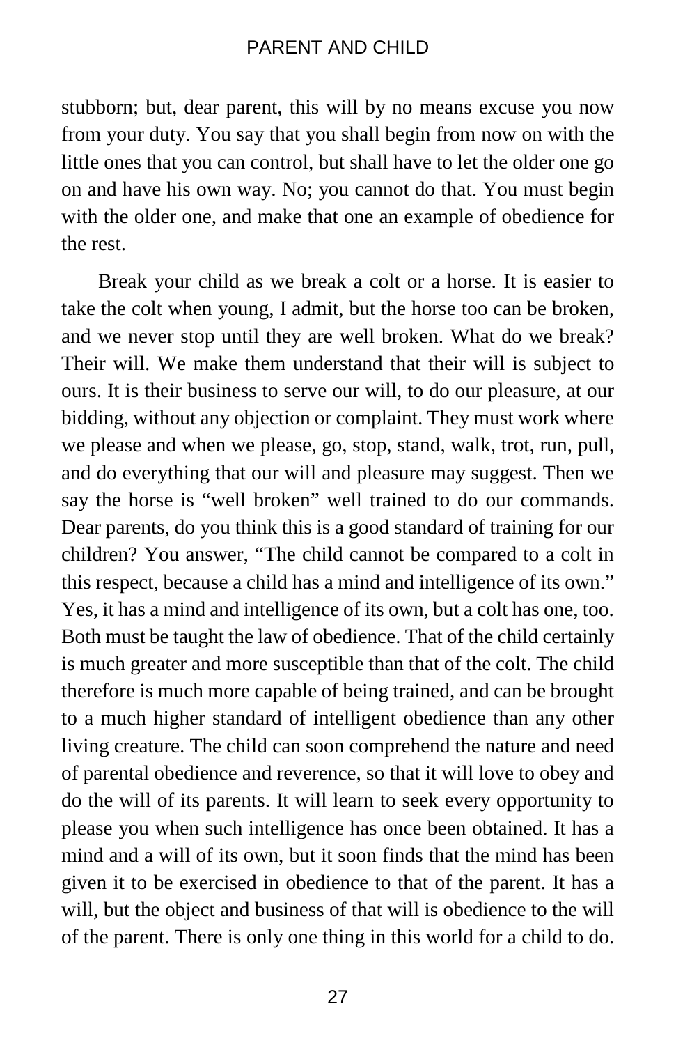stubborn; but, dear parent, this will by no means excuse you now from your duty. You say that you shall begin from now on with the little ones that you can control, but shall have to let the older one go on and have his own way. No; you cannot do that. You must begin with the older one, and make that one an example of obedience for the rest.

Break your child as we break a colt or a horse. It is easier to take the colt when young, I admit, but the horse too can be broken, and we never stop until they are well broken. What do we break? Their will. We make them understand that their will is subject to ours. It is their business to serve our will, to do our pleasure, at our bidding, without any objection or complaint. They must work where we please and when we please, go, stop, stand, walk, trot, run, pull, and do everything that our will and pleasure may suggest. Then we say the horse is "well broken" well trained to do our commands. Dear parents, do you think this is a good standard of training for our children? You answer, "The child cannot be compared to a colt in this respect, because a child has a mind and intelligence of its own." Yes, it has a mind and intelligence of its own, but a colt has one, too. Both must be taught the law of obedience. That of the child certainly is much greater and more susceptible than that of the colt. The child therefore is much more capable of being trained, and can be brought to a much higher standard of intelligent obedience than any other living creature. The child can soon comprehend the nature and need of parental obedience and reverence, so that it will love to obey and do the will of its parents. It will learn to seek every opportunity to please you when such intelligence has once been obtained. It has a mind and a will of its own, but it soon finds that the mind has been given it to be exercised in obedience to that of the parent. It has a will, but the object and business of that will is obedience to the will of the parent. There is only one thing in this world for a child to do.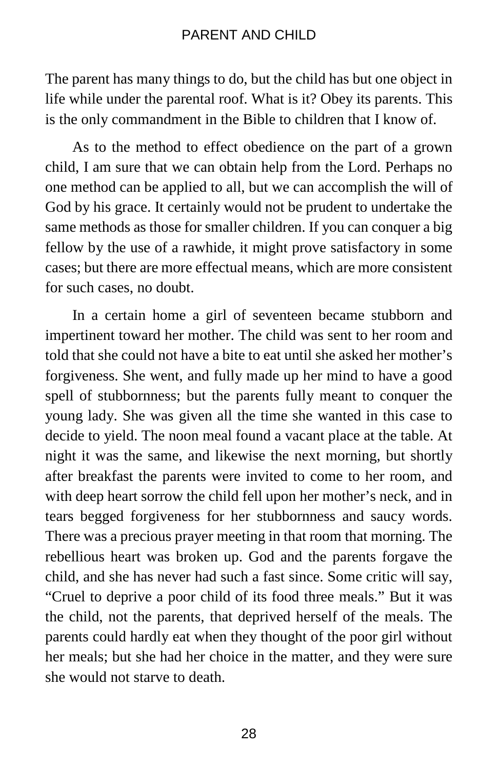The parent has many things to do, but the child has but one object in life while under the parental roof. What is it? Obey its parents. This is the only commandment in the Bible to children that I know of.

As to the method to effect obedience on the part of a grown child, I am sure that we can obtain help from the Lord. Perhaps no one method can be applied to all, but we can accomplish the will of God by his grace. It certainly would not be prudent to undertake the same methods as those for smaller children. If you can conquer a big fellow by the use of a rawhide, it might prove satisfactory in some cases; but there are more effectual means, which are more consistent for such cases, no doubt.

In a certain home a girl of seventeen became stubborn and impertinent toward her mother. The child was sent to her room and told that she could not have a bite to eat until she asked her mother's forgiveness. She went, and fully made up her mind to have a good spell of stubbornness; but the parents fully meant to conquer the young lady. She was given all the time she wanted in this case to decide to yield. The noon meal found a vacant place at the table. At night it was the same, and likewise the next morning, but shortly after breakfast the parents were invited to come to her room, and with deep heart sorrow the child fell upon her mother's neck, and in tears begged forgiveness for her stubbornness and saucy words. There was a precious prayer meeting in that room that morning. The rebellious heart was broken up. God and the parents forgave the child, and she has never had such a fast since. Some critic will say, "Cruel to deprive a poor child of its food three meals." But it was the child, not the parents, that deprived herself of the meals. The parents could hardly eat when they thought of the poor girl without her meals; but she had her choice in the matter, and they were sure she would not starve to death.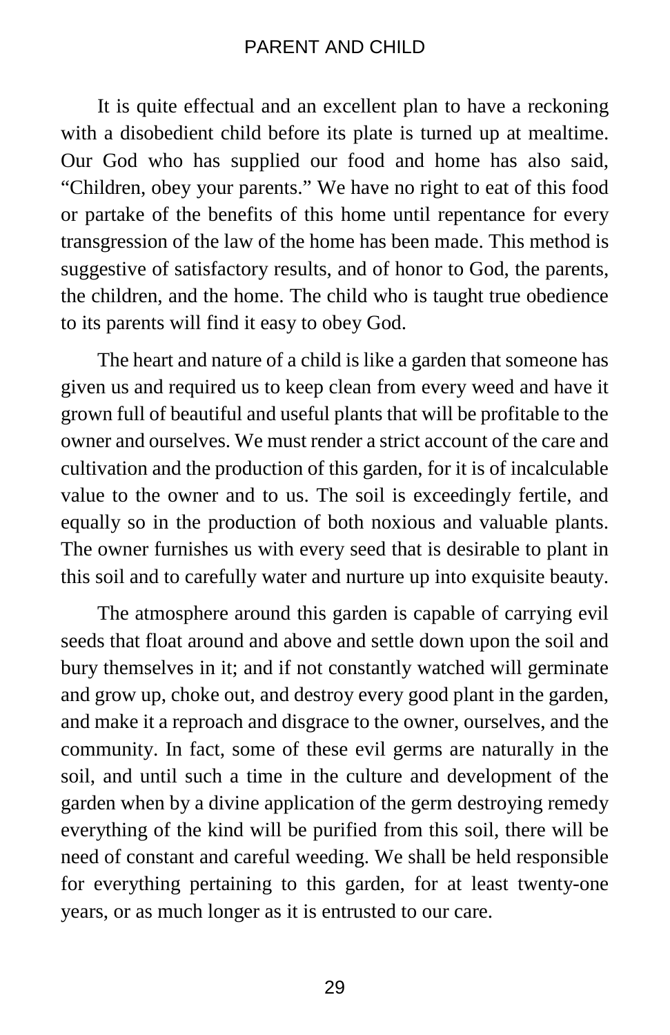It is quite effectual and an excellent plan to have a reckoning with a disobedient child before its plate is turned up at mealtime. Our God who has supplied our food and home has also said, "Children, obey your parents." We have no right to eat of this food or partake of the benefits of this home until repentance for every transgression of the law of the home has been made. This method is suggestive of satisfactory results, and of honor to God, the parents, the children, and the home. The child who is taught true obedience to its parents will find it easy to obey God.

The heart and nature of a child is like a garden that someone has given us and required us to keep clean from every weed and have it grown full of beautiful and useful plants that will be profitable to the owner and ourselves. We must render a strict account of the care and cultivation and the production of this garden, for it is of incalculable value to the owner and to us. The soil is exceedingly fertile, and equally so in the production of both noxious and valuable plants. The owner furnishes us with every seed that is desirable to plant in this soil and to carefully water and nurture up into exquisite beauty.

The atmosphere around this garden is capable of carrying evil seeds that float around and above and settle down upon the soil and bury themselves in it; and if not constantly watched will germinate and grow up, choke out, and destroy every good plant in the garden, and make it a reproach and disgrace to the owner, ourselves, and the community. In fact, some of these evil germs are naturally in the soil, and until such a time in the culture and development of the garden when by a divine application of the germ destroying remedy everything of the kind will be purified from this soil, there will be need of constant and careful weeding. We shall be held responsible for everything pertaining to this garden, for at least twenty-one years, or as much longer as it is entrusted to our care.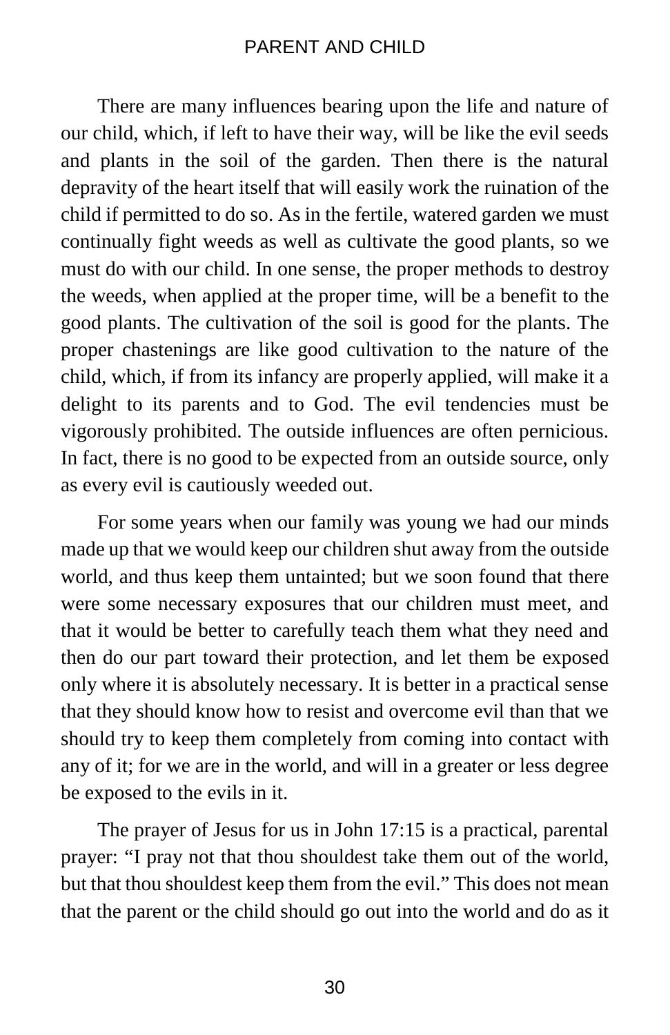There are many influences bearing upon the life and nature of our child, which, if left to have their way, will be like the evil seeds and plants in the soil of the garden. Then there is the natural depravity of the heart itself that will easily work the ruination of the child if permitted to do so. As in the fertile, watered garden we must continually fight weeds as well as cultivate the good plants, so we must do with our child. In one sense, the proper methods to destroy the weeds, when applied at the proper time, will be a benefit to the good plants. The cultivation of the soil is good for the plants. The proper chastenings are like good cultivation to the nature of the child, which, if from its infancy are properly applied, will make it a delight to its parents and to God. The evil tendencies must be vigorously prohibited. The outside influences are often pernicious. In fact, there is no good to be expected from an outside source, only as every evil is cautiously weeded out.

For some years when our family was young we had our minds made up that we would keep our children shut away from the outside world, and thus keep them untainted; but we soon found that there were some necessary exposures that our children must meet, and that it would be better to carefully teach them what they need and then do our part toward their protection, and let them be exposed only where it is absolutely necessary. It is better in a practical sense that they should know how to resist and overcome evil than that we should try to keep them completely from coming into contact with any of it; for we are in the world, and will in a greater or less degree be exposed to the evils in it.

The prayer of Jesus for us in John 17:15 is a practical, parental prayer: "I pray not that thou shouldest take them out of the world, but that thou shouldest keep them from the evil." This does not mean that the parent or the child should go out into the world and do as it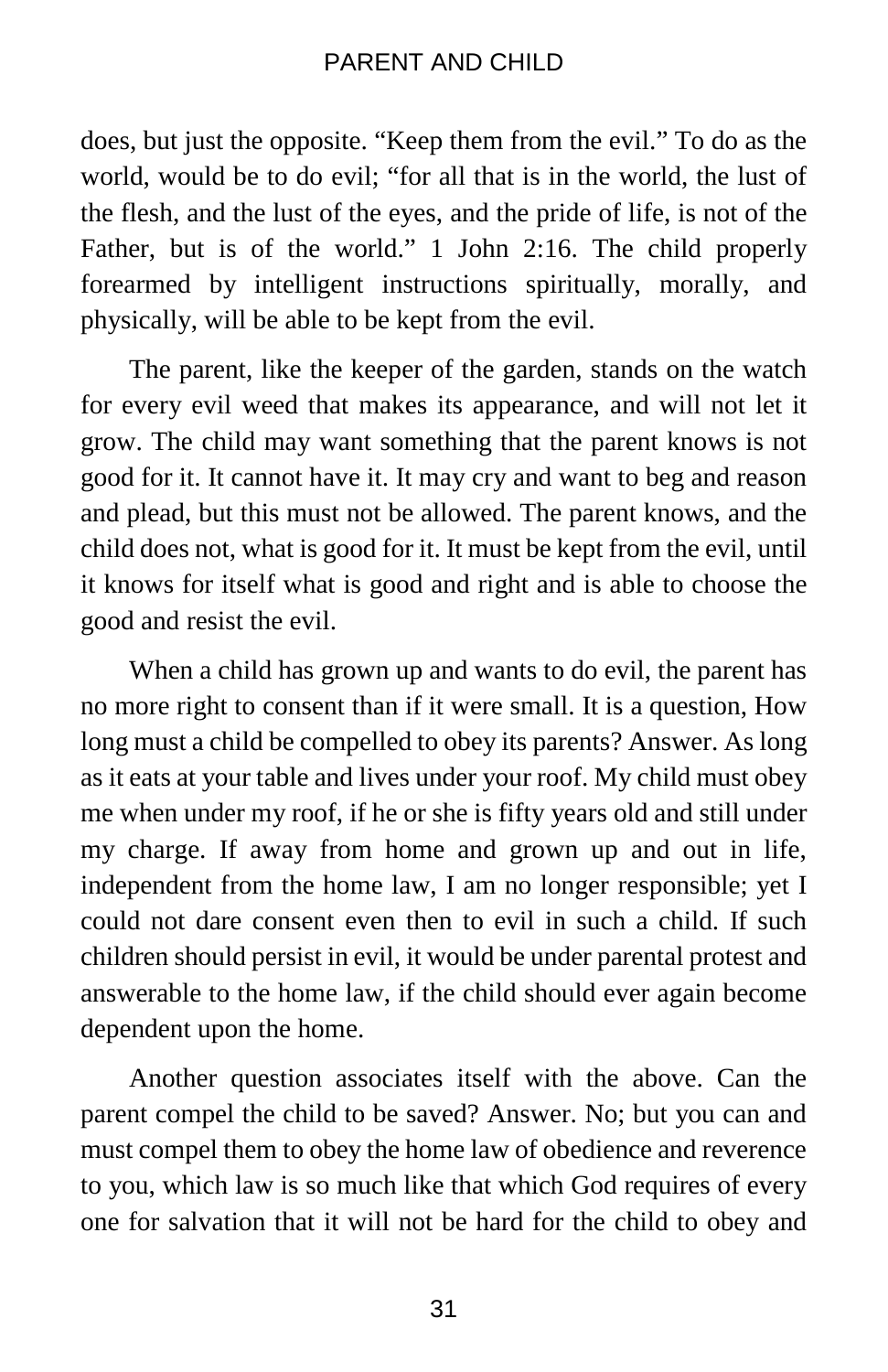does, but just the opposite. "Keep them from the evil." To do as the world, would be to do evil; "for all that is in the world, the lust of the flesh, and the lust of the eyes, and the pride of life, is not of the Father, but is of the world." 1 John 2:16. The child properly forearmed by intelligent instructions spiritually, morally, and physically, will be able to be kept from the evil.

The parent, like the keeper of the garden, stands on the watch for every evil weed that makes its appearance, and will not let it grow. The child may want something that the parent knows is not good for it. It cannot have it. It may cry and want to beg and reason and plead, but this must not be allowed. The parent knows, and the child does not, what is good for it. It must be kept from the evil, until it knows for itself what is good and right and is able to choose the good and resist the evil.

When a child has grown up and wants to do evil, the parent has no more right to consent than if it were small. It is a question, How long must a child be compelled to obey its parents? Answer. As long as it eats at your table and lives under your roof. My child must obey me when under my roof, if he or she is fifty years old and still under my charge. If away from home and grown up and out in life, independent from the home law, I am no longer responsible; yet I could not dare consent even then to evil in such a child. If such children should persist in evil, it would be under parental protest and answerable to the home law, if the child should ever again become dependent upon the home.

Another question associates itself with the above. Can the parent compel the child to be saved? Answer. No; but you can and must compel them to obey the home law of obedience and reverence to you, which law is so much like that which God requires of every one for salvation that it will not be hard for the child to obey and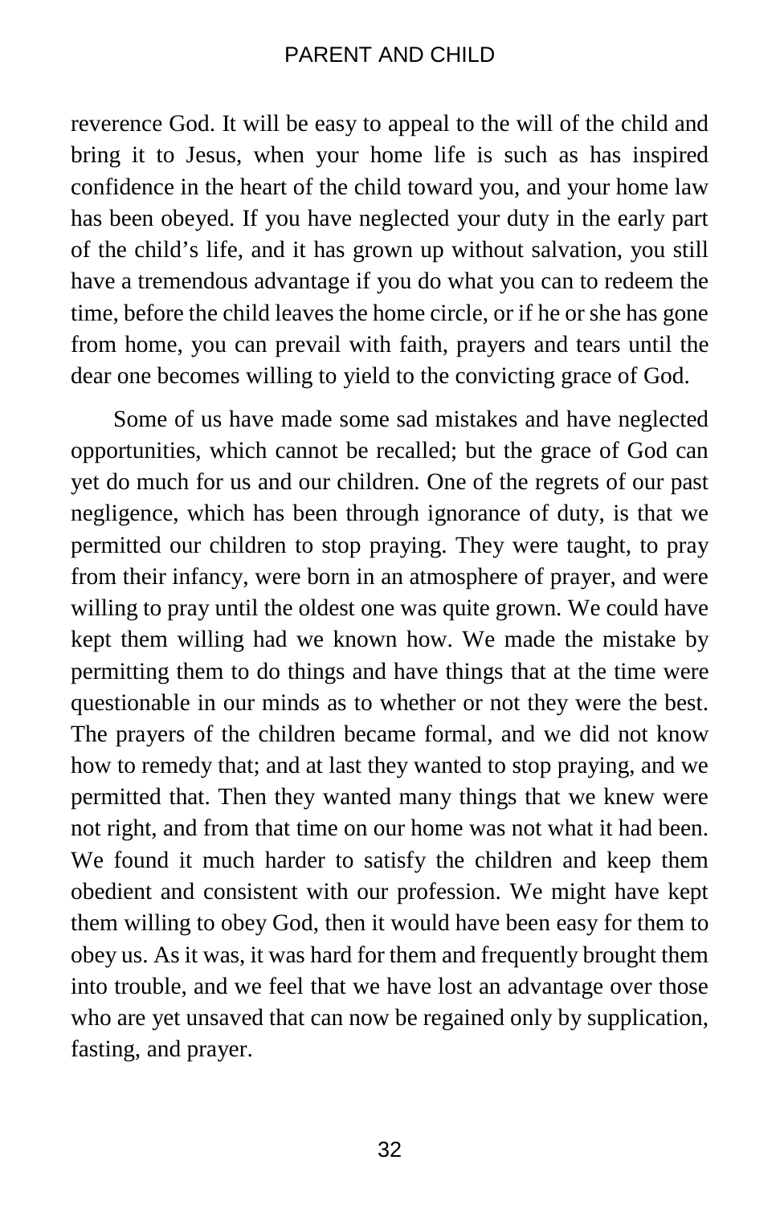reverence God. It will be easy to appeal to the will of the child and bring it to Jesus, when your home life is such as has inspired confidence in the heart of the child toward you, and your home law has been obeyed. If you have neglected your duty in the early part of the child's life, and it has grown up without salvation, you still have a tremendous advantage if you do what you can to redeem the time, before the child leaves the home circle, or if he or she has gone from home, you can prevail with faith, prayers and tears until the dear one becomes willing to yield to the convicting grace of God.

Some of us have made some sad mistakes and have neglected opportunities, which cannot be recalled; but the grace of God can yet do much for us and our children. One of the regrets of our past negligence, which has been through ignorance of duty, is that we permitted our children to stop praying. They were taught, to pray from their infancy, were born in an atmosphere of prayer, and were willing to pray until the oldest one was quite grown. We could have kept them willing had we known how. We made the mistake by permitting them to do things and have things that at the time were questionable in our minds as to whether or not they were the best. The prayers of the children became formal, and we did not know how to remedy that; and at last they wanted to stop praying, and we permitted that. Then they wanted many things that we knew were not right, and from that time on our home was not what it had been. We found it much harder to satisfy the children and keep them obedient and consistent with our profession. We might have kept them willing to obey God, then it would have been easy for them to obey us. As it was, it was hard for them and frequently brought them into trouble, and we feel that we have lost an advantage over those who are yet unsaved that can now be regained only by supplication, fasting, and prayer.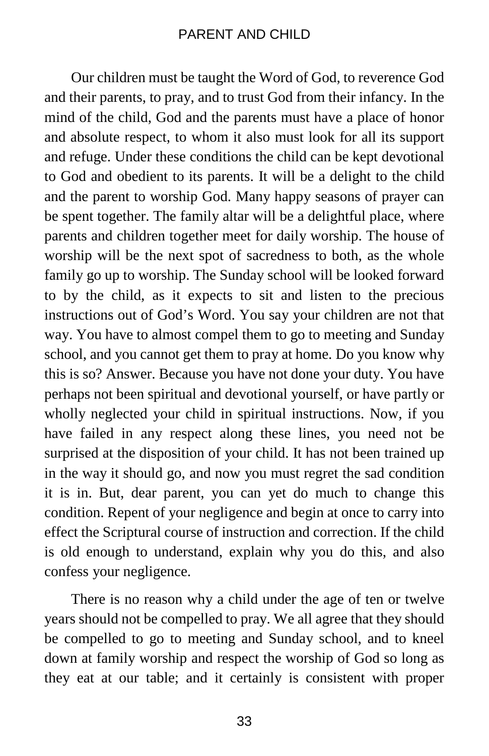Our children must be taught the Word of God, to reverence God and their parents, to pray, and to trust God from their infancy. In the mind of the child, God and the parents must have a place of honor and absolute respect, to whom it also must look for all its support and refuge. Under these conditions the child can be kept devotional to God and obedient to its parents. It will be a delight to the child and the parent to worship God. Many happy seasons of prayer can be spent together. The family altar will be a delightful place, where parents and children together meet for daily worship. The house of worship will be the next spot of sacredness to both, as the whole family go up to worship. The Sunday school will be looked forward to by the child, as it expects to sit and listen to the precious instructions out of God's Word. You say your children are not that way. You have to almost compel them to go to meeting and Sunday school, and you cannot get them to pray at home. Do you know why this is so? Answer. Because you have not done your duty. You have perhaps not been spiritual and devotional yourself, or have partly or wholly neglected your child in spiritual instructions. Now, if you have failed in any respect along these lines, you need not be surprised at the disposition of your child. It has not been trained up in the way it should go, and now you must regret the sad condition it is in. But, dear parent, you can yet do much to change this condition. Repent of your negligence and begin at once to carry into effect the Scriptural course of instruction and correction. If the child is old enough to understand, explain why you do this, and also confess your negligence.

There is no reason why a child under the age of ten or twelve years should not be compelled to pray. We all agree that they should be compelled to go to meeting and Sunday school, and to kneel down at family worship and respect the worship of God so long as they eat at our table; and it certainly is consistent with proper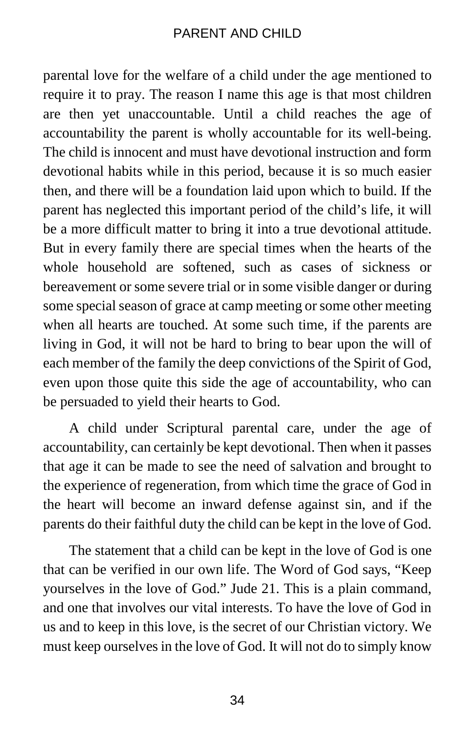parental love for the welfare of a child under the age mentioned to require it to pray. The reason I name this age is that most children are then yet unaccountable. Until a child reaches the age of accountability the parent is wholly accountable for its well-being. The child is innocent and must have devotional instruction and form devotional habits while in this period, because it is so much easier then, and there will be a foundation laid upon which to build. If the parent has neglected this important period of the child's life, it will be a more difficult matter to bring it into a true devotional attitude. But in every family there are special times when the hearts of the whole household are softened, such as cases of sickness or bereavement or some severe trial or in some visible danger or during some special season of grace at camp meeting or some other meeting when all hearts are touched. At some such time, if the parents are living in God, it will not be hard to bring to bear upon the will of each member of the family the deep convictions of the Spirit of God, even upon those quite this side the age of accountability, who can be persuaded to yield their hearts to God.

A child under Scriptural parental care, under the age of accountability, can certainly be kept devotional. Then when it passes that age it can be made to see the need of salvation and brought to the experience of regeneration, from which time the grace of God in the heart will become an inward defense against sin, and if the parents do their faithful duty the child can be kept in the love of God.

The statement that a child can be kept in the love of God is one that can be verified in our own life. The Word of God says, "Keep yourselves in the love of God." Jude 21. This is a plain command, and one that involves our vital interests. To have the love of God in us and to keep in this love, is the secret of our Christian victory. We must keep ourselves in the love of God. It will not do to simply know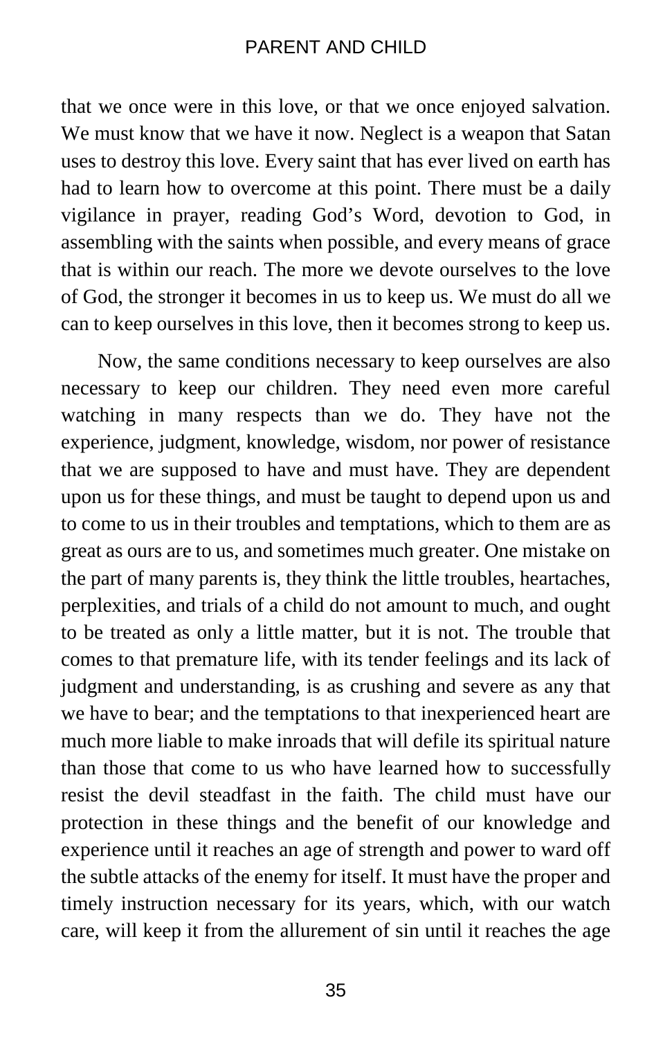that we once were in this love, or that we once enjoyed salvation. We must know that we have it now. Neglect is a weapon that Satan uses to destroy this love. Every saint that has ever lived on earth has had to learn how to overcome at this point. There must be a daily vigilance in prayer, reading God's Word, devotion to God, in assembling with the saints when possible, and every means of grace that is within our reach. The more we devote ourselves to the love of God, the stronger it becomes in us to keep us. We must do all we can to keep ourselves in this love, then it becomes strong to keep us.

Now, the same conditions necessary to keep ourselves are also necessary to keep our children. They need even more careful watching in many respects than we do. They have not the experience, judgment, knowledge, wisdom, nor power of resistance that we are supposed to have and must have. They are dependent upon us for these things, and must be taught to depend upon us and to come to us in their troubles and temptations, which to them are as great as ours are to us, and sometimes much greater. One mistake on the part of many parents is, they think the little troubles, heartaches, perplexities, and trials of a child do not amount to much, and ought to be treated as only a little matter, but it is not. The trouble that comes to that premature life, with its tender feelings and its lack of judgment and understanding, is as crushing and severe as any that we have to bear; and the temptations to that inexperienced heart are much more liable to make inroads that will defile its spiritual nature than those that come to us who have learned how to successfully resist the devil steadfast in the faith. The child must have our protection in these things and the benefit of our knowledge and experience until it reaches an age of strength and power to ward off the subtle attacks of the enemy for itself. It must have the proper and timely instruction necessary for its years, which, with our watch care, will keep it from the allurement of sin until it reaches the age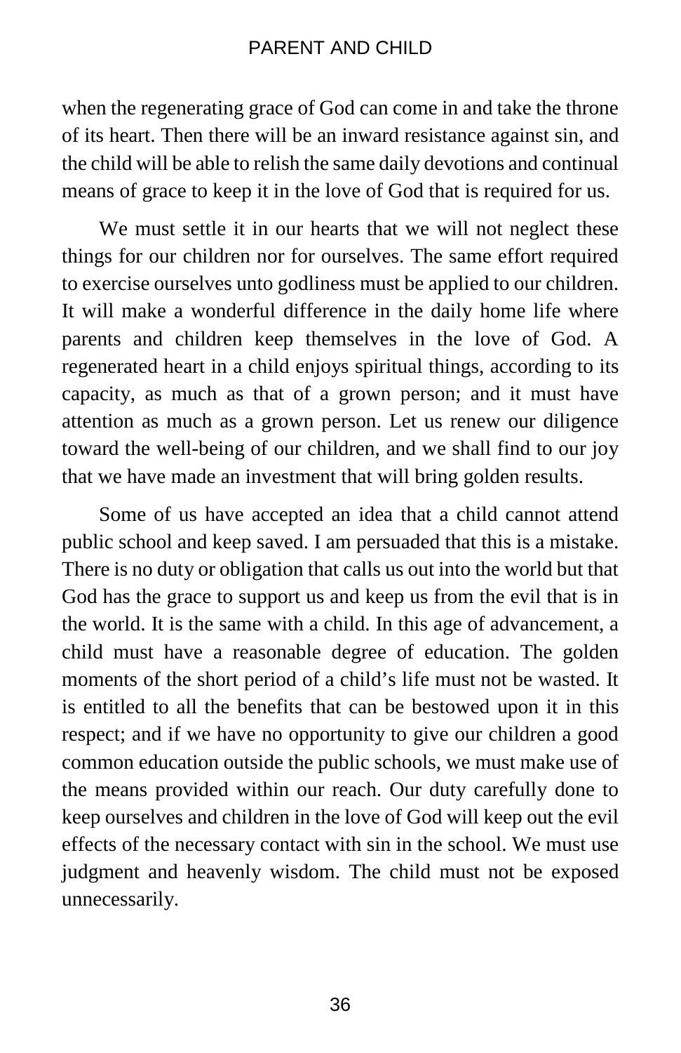when the regenerating grace of God can come in and take the throne of its heart. Then there will be an inward resistance against sin, and the child will be able to relish the same daily devotions and continual means of grace to keep it in the love of God that is required for us.

We must settle it in our hearts that we will not neglect these things for our children nor for ourselves. The same effort required to exercise ourselves unto godliness must be applied to our children. It will make a wonderful difference in the daily home life where parents and children keep themselves in the love of God. A regenerated heart in a child enjoys spiritual things, according to its capacity, as much as that of a grown person; and it must have attention as much as a grown person. Let us renew our diligence toward the well-being of our children, and we shall find to our joy that we have made an investment that will bring golden results.

Some of us have accepted an idea that a child cannot attend public school and keep saved. I am persuaded that this is a mistake. There is no duty or obligation that calls us out into the world but that God has the grace to support us and keep us from the evil that is in the world. It is the same with a child. In this age of advancement, a child must have a reasonable degree of education. The golden moments of the short period of a child's life must not be wasted. It is entitled to all the benefits that can be bestowed upon it in this respect; and if we have no opportunity to give our children a good common education outside the public schools, we must make use of the means provided within our reach. Our duty carefully done to keep ourselves and children in the love of God will keep out the evil effects of the necessary contact with sin in the school. We must use judgment and heavenly wisdom. The child must not be exposed unnecessarily.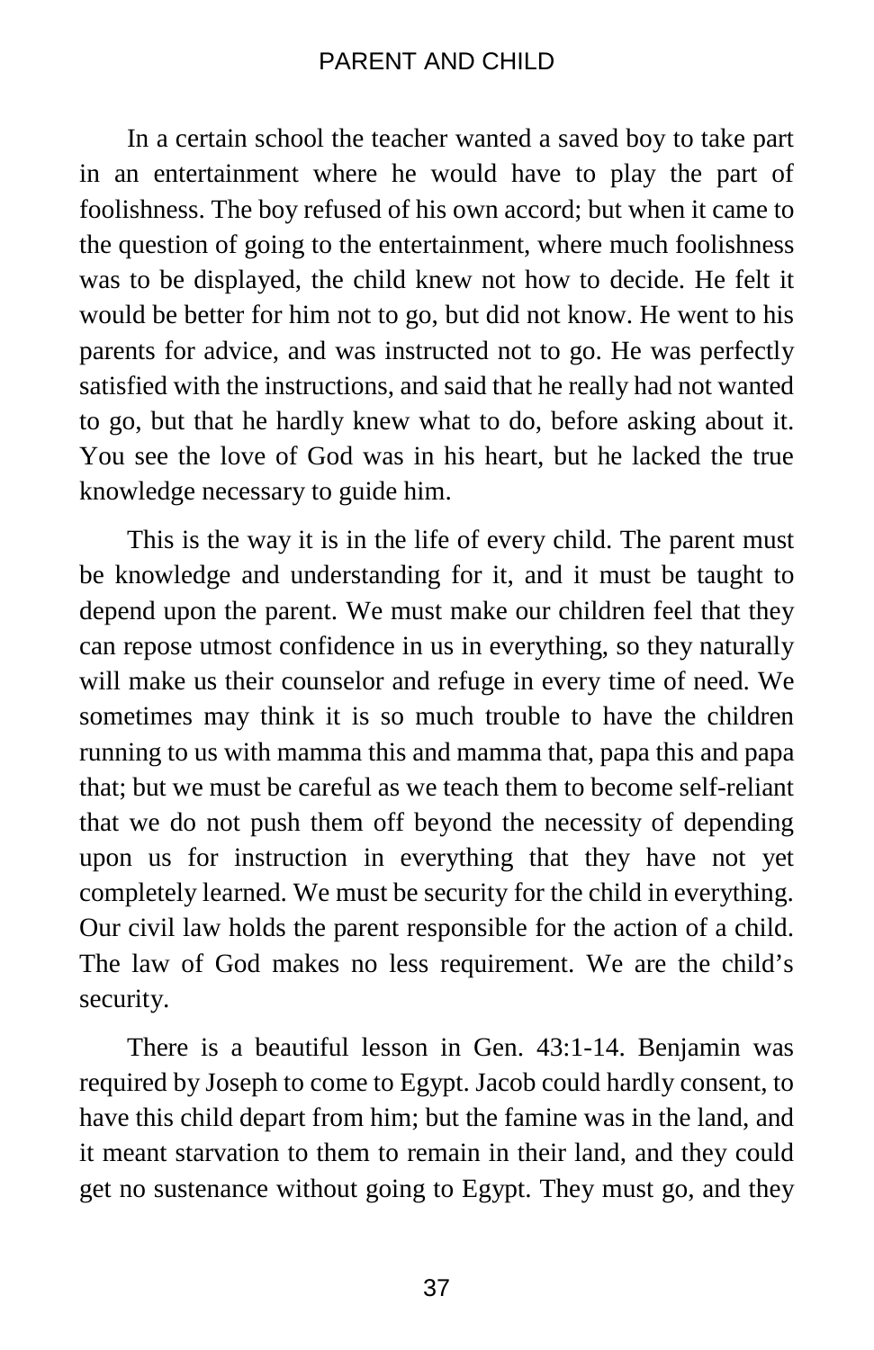In a certain school the teacher wanted a saved boy to take part in an entertainment where he would have to play the part of foolishness. The boy refused of his own accord; but when it came to the question of going to the entertainment, where much foolishness was to be displayed, the child knew not how to decide. He felt it would be better for him not to go, but did not know. He went to his parents for advice, and was instructed not to go. He was perfectly satisfied with the instructions, and said that he really had not wanted to go, but that he hardly knew what to do, before asking about it. You see the love of God was in his heart, but he lacked the true knowledge necessary to guide him.

This is the way it is in the life of every child. The parent must be knowledge and understanding for it, and it must be taught to depend upon the parent. We must make our children feel that they can repose utmost confidence in us in everything, so they naturally will make us their counselor and refuge in every time of need. We sometimes may think it is so much trouble to have the children running to us with mamma this and mamma that, papa this and papa that; but we must be careful as we teach them to become self-reliant that we do not push them off beyond the necessity of depending upon us for instruction in everything that they have not yet completely learned. We must be security for the child in everything. Our civil law holds the parent responsible for the action of a child. The law of God makes no less requirement. We are the child's security.

There is a beautiful lesson in Gen. 43:1-14. Benjamin was required by Joseph to come to Egypt. Jacob could hardly consent, to have this child depart from him; but the famine was in the land, and it meant starvation to them to remain in their land, and they could get no sustenance without going to Egypt. They must go, and they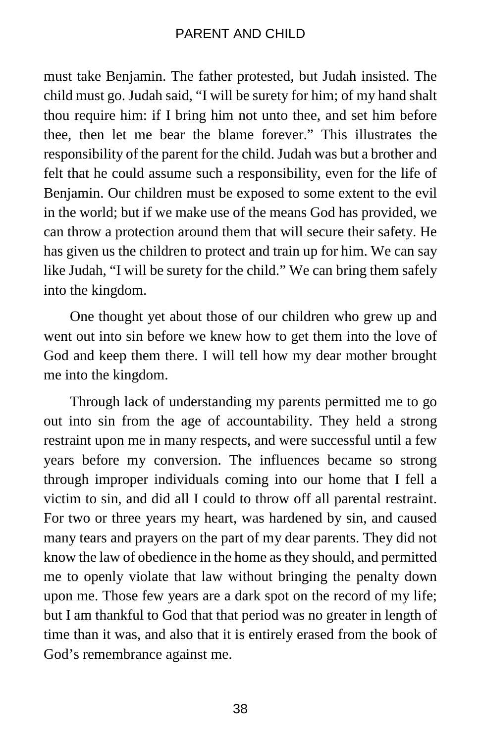must take Benjamin. The father protested, but Judah insisted. The child must go. Judah said, "I will be surety for him; of my hand shalt thou require him: if I bring him not unto thee, and set him before thee, then let me bear the blame forever." This illustrates the responsibility of the parent for the child. Judah was but a brother and felt that he could assume such a responsibility, even for the life of Benjamin. Our children must be exposed to some extent to the evil in the world; but if we make use of the means God has provided, we can throw a protection around them that will secure their safety. He has given us the children to protect and train up for him. We can say like Judah, "I will be surety for the child." We can bring them safely into the kingdom.

One thought yet about those of our children who grew up and went out into sin before we knew how to get them into the love of God and keep them there. I will tell how my dear mother brought me into the kingdom.

Through lack of understanding my parents permitted me to go out into sin from the age of accountability. They held a strong restraint upon me in many respects, and were successful until a few years before my conversion. The influences became so strong through improper individuals coming into our home that I fell a victim to sin, and did all I could to throw off all parental restraint. For two or three years my heart, was hardened by sin, and caused many tears and prayers on the part of my dear parents. They did not know the law of obedience in the home as they should, and permitted me to openly violate that law without bringing the penalty down upon me. Those few years are a dark spot on the record of my life; but I am thankful to God that that period was no greater in length of time than it was, and also that it is entirely erased from the book of God's remembrance against me.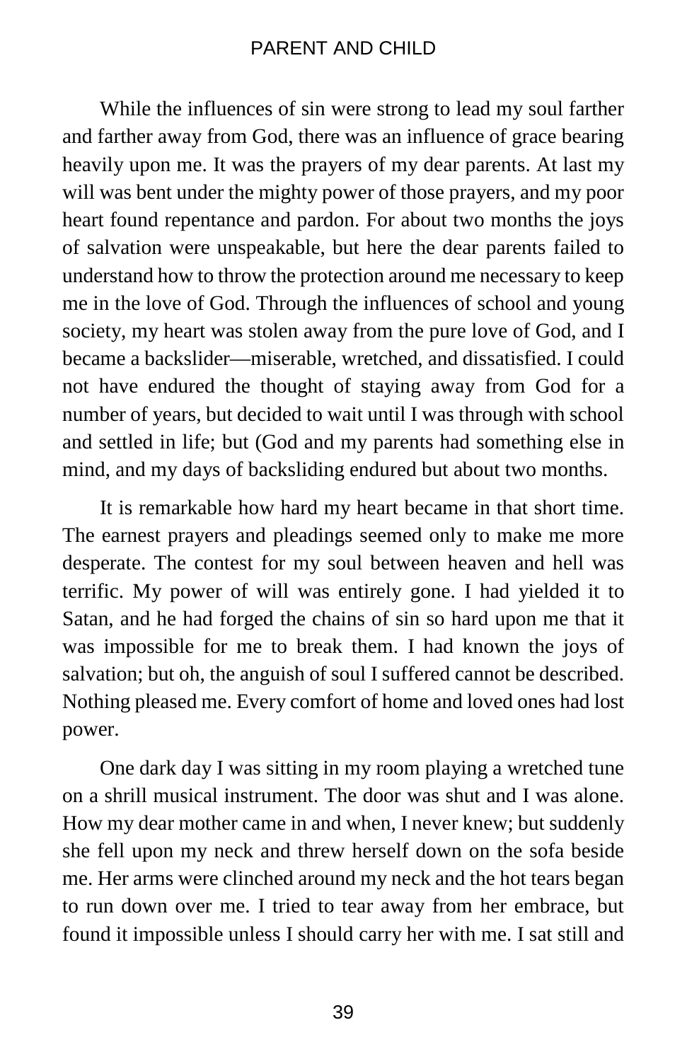While the influences of sin were strong to lead my soul farther and farther away from God, there was an influence of grace bearing heavily upon me. It was the prayers of my dear parents. At last my will was bent under the mighty power of those prayers, and my poor heart found repentance and pardon. For about two months the joys of salvation were unspeakable, but here the dear parents failed to understand how to throw the protection around me necessary to keep me in the love of God. Through the influences of school and young society, my heart was stolen away from the pure love of God, and I became a backslider—miserable, wretched, and dissatisfied. I could not have endured the thought of staying away from God for a number of years, but decided to wait until I was through with school and settled in life; but (God and my parents had something else in mind, and my days of backsliding endured but about two months.

It is remarkable how hard my heart became in that short time. The earnest prayers and pleadings seemed only to make me more desperate. The contest for my soul between heaven and hell was terrific. My power of will was entirely gone. I had yielded it to Satan, and he had forged the chains of sin so hard upon me that it was impossible for me to break them. I had known the joys of salvation; but oh, the anguish of soul I suffered cannot be described. Nothing pleased me. Every comfort of home and loved ones had lost power.

One dark day I was sitting in my room playing a wretched tune on a shrill musical instrument. The door was shut and I was alone. How my dear mother came in and when, I never knew; but suddenly she fell upon my neck and threw herself down on the sofa beside me. Her arms were clinched around my neck and the hot tears began to run down over me. I tried to tear away from her embrace, but found it impossible unless I should carry her with me. I sat still and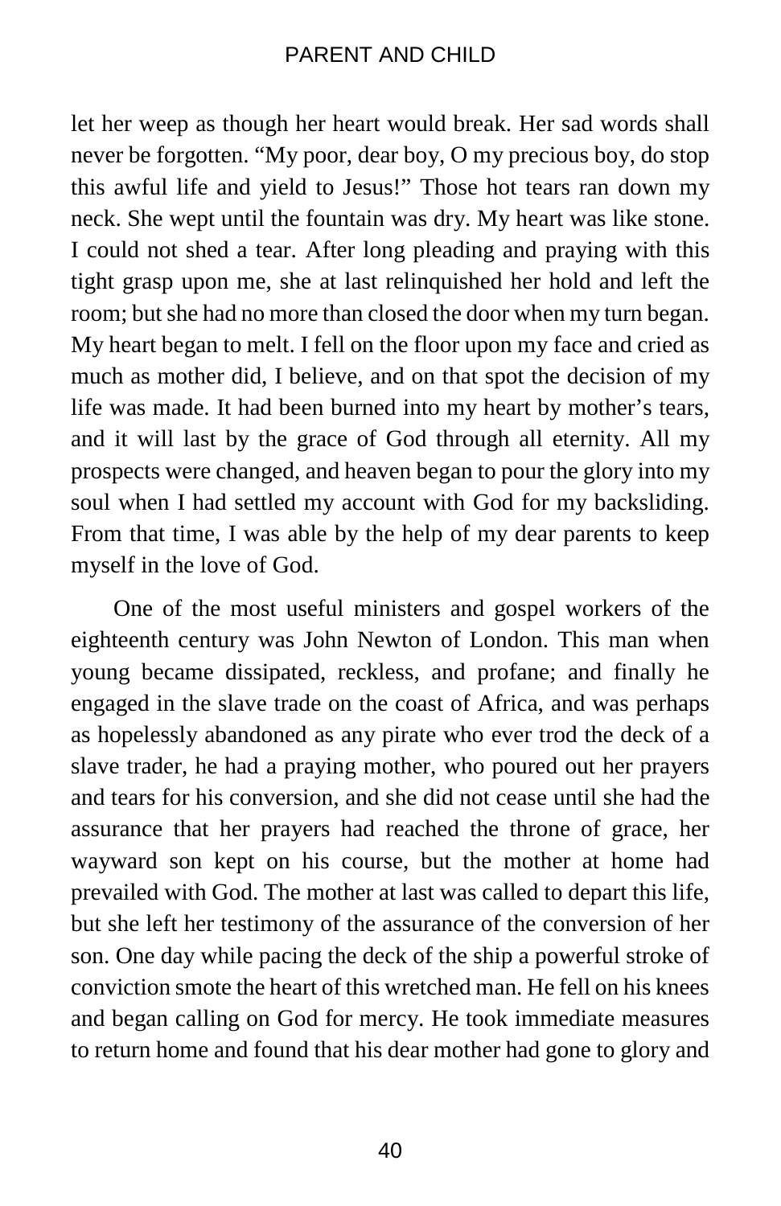let her weep as though her heart would break. Her sad words shall never be forgotten. “My poor, dear boy, O my precious boy, do stop this awful life and yield to Jesus!” Those hot tears ran down my neck. She wept until the fountain was dry. My heart was like stone. I could not shed a tear. After long pleading and praying with this tight grasp upon me, she at last relinquished her hold and left the room; but she had no more than closed the door when my turn began. My heart began to melt. I fell on the floor upon my face and cried as much as mother did, I believe, and on that spot the decision of my life was made. It had been burned into my heart by mother’s tears, and it will last by the grace of God through all eternity. All my prospects were changed, and heaven began to pour the glory into my soul when I had settled my account with God for my backsliding. From that time, I was able by the help of my dear parents to keep myself in the love of God.

One of the most useful ministers and gospel workers of the eighteenth century was John Newton of London. This man when young became dissipated, reckless, and profane; and finally he engaged in the slave trade on the coast of Africa, and was perhaps as hopelessly abandoned as any pirate who ever trod the deck of a slave trader, he had a praying mother, who poured out her prayers and tears for his conversion, and she did not cease until she had the assurance that her prayers had reached the throne of grace, her wayward son kept on his course, but the mother at home had prevailed with God. The mother at last was called to depart this life, but she left her testimony of the assurance of the conversion of her son. One day while pacing the deck of the ship a powerful stroke of conviction smote the heart of this wretched man. He fell on his knees and began calling on God for mercy. He took immediate measures to return home and found that his dear mother had gone to glory and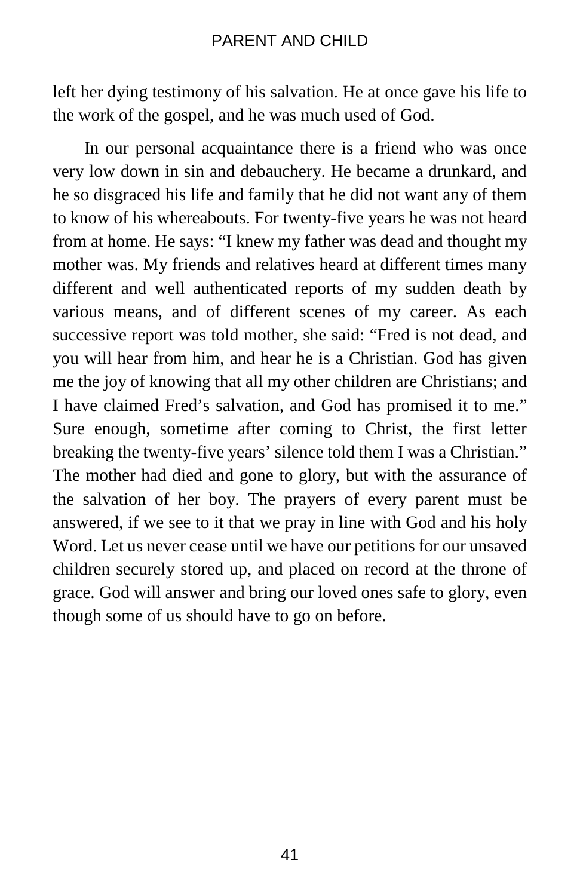left her dying testimony of his salvation. He at once gave his life to the work of the gospel, and he was much used of God.

In our personal acquaintance there is a friend who was once very low down in sin and debauchery. He became a drunkard, and he so disgraced his life and family that he did not want any of them to know of his whereabouts. For twenty-five years he was not heard from at home. He says: "I knew my father was dead and thought my mother was. My friends and relatives heard at different times many different and well authenticated reports of my sudden death by various means, and of different scenes of my career. As each successive report was told mother, she said: "Fred is not dead, and you will hear from him, and hear he is a Christian. God has given me the joy of knowing that all my other children are Christians; and I have claimed Fred's salvation, and God has promised it to me." Sure enough, sometime after coming to Christ, the first letter breaking the twenty-five years' silence told them I was a Christian." The mother had died and gone to glory, but with the assurance of the salvation of her boy. The prayers of every parent must be answered, if we see to it that we pray in line with God and his holy Word. Let us never cease until we have our petitions for our unsaved children securely stored up, and placed on record at the throne of grace. God will answer and bring our loved ones safe to glory, even though some of us should have to go on before.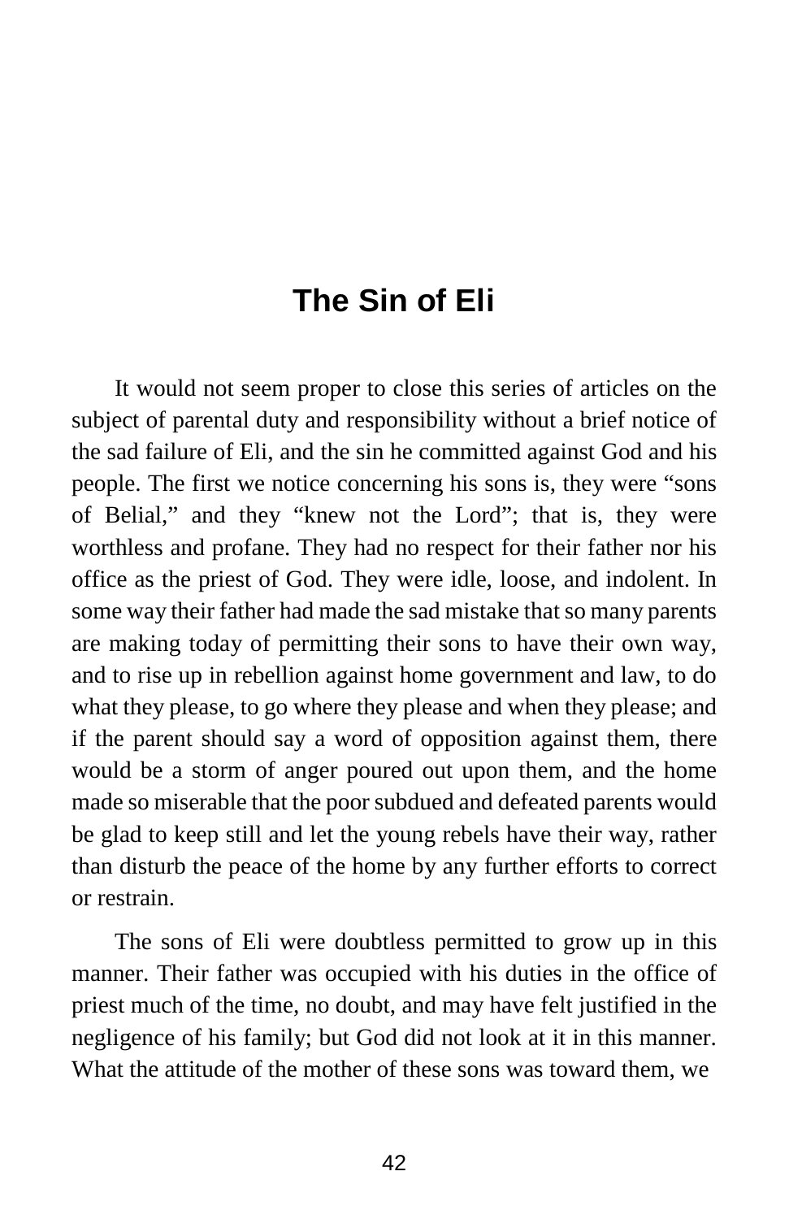## The Sin of Eli

It would not seem proper to close this series of articles on the subject of parental duty and responsibility without a brief notice of the sad failure of Eli, and the sin he committed against God and his people. The first we notice concerning his sons is, they were "sons of Belial," and they "knew not the Lord"; that is, they were worthless and profane. They had no respect for their father nor his office as the priest of God. They were idle, loose, and indolent. In some way their father had made the sad mistake that so many parents are making today of permitting their sons to have their own way, and to rise up in rebellion against home government and law, to do what they please, to go where they please and when they please; and if the parent should say a word of opposition against them, there would be a storm of anger poured out upon them, and the home made so miserable that the poor subdued and defeated parents would be glad to keep still and let the young rebels have their way, rather than disturb the peace of the home by any further efforts to correct or restrain.

The sons of Eli were doubtless permitted to grow up in this manner. Their father was occupied with his duties in the office of priest much of the time, no doubt, and may have felt justified in the negligence of his family; but God did not look at it in this manner. What the attitude of the mother of these sons was toward them, we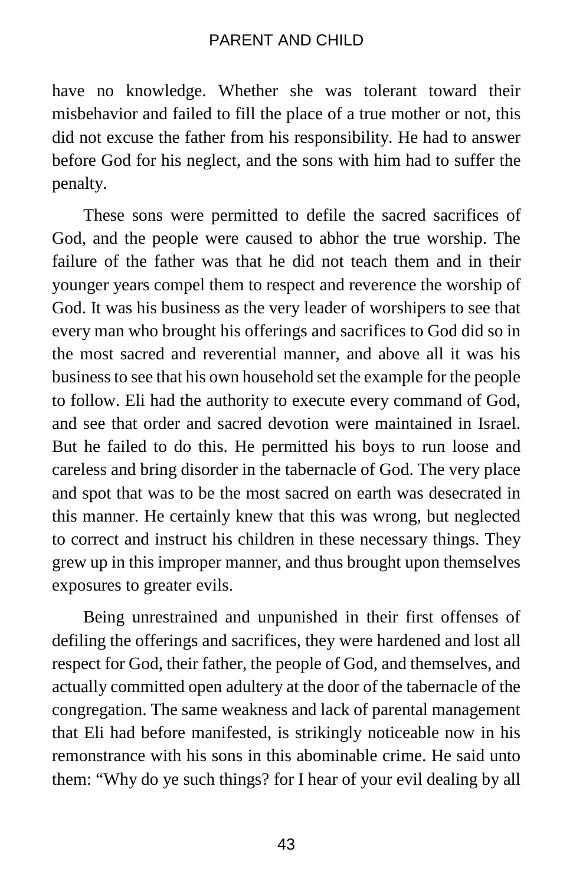have no knowledge. Whether she was tolerant toward their misbehavior and failed to fill the place of a true mother or not, this did not excuse the father from his responsibility. He had to answer before God for his neglect, and the sons with him had to suffer the penalty.

These sons were permitted to defile the sacred sacrifices of God, and the people were caused to abhor the true worship. The failure of the father was that he did not teach them and in their younger years compel them to respect and reverence the worship of God. It was his business as the very leader of worshipers to see that every man who brought his offerings and sacrifices to God did so in the most sacred and reverential manner, and above all it was his business to see that his own household set the example for the people to follow. Eli had the authority to execute every command of God, and see that order and sacred devotion were maintained in Israel. But he failed to do this. He permitted his boys to run loose and careless and bring disorder in the tabernacle of God. The very place and spot that was to be the most sacred on earth was desecrated in this manner. He certainly knew that this was wrong, but neglected to correct and instruct his children in these necessary things. They grew up in this improper manner, and thus brought upon themselves exposures to greater evils.

Being unrestrained and unpunished in their first offenses of defiling the offerings and sacrifices, they were hardened and lost all respect for God, their father, the people of God, and themselves, and actually committed open adultery at the door of the tabernacle of the congregation. The same weakness and lack of parental management that Eli had before manifested, is strikingly noticeable now in his remonstrance with his sons in this abominable crime. He said unto them: "Why do ye such things? for I hear of your evil dealing by all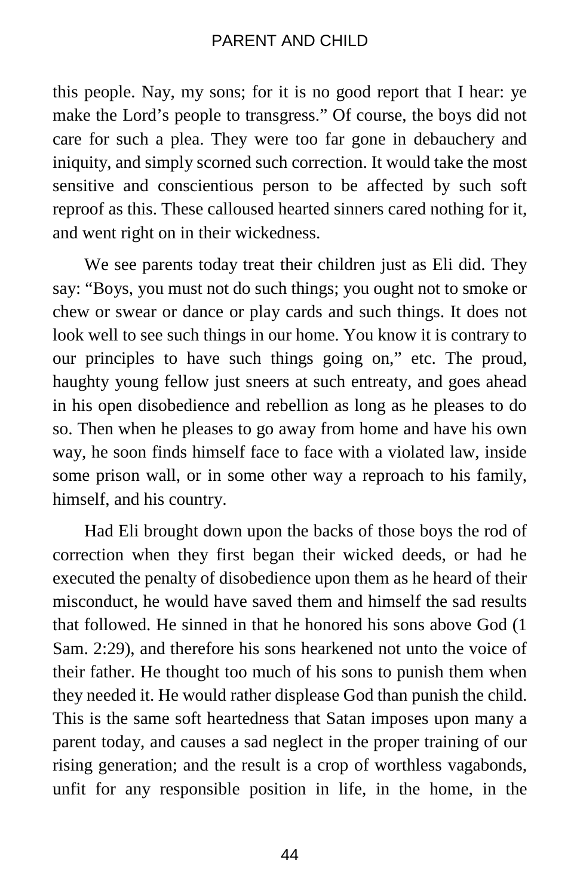this people. Nay, my sons; for it is no good report that I hear: ye make the Lord's people to transgress." Of course, the boys did not care for such a plea. They were too far gone in debauchery and iniquity, and simply scorned such correction. It would take the most sensitive and conscientious person to be affected by such soft reproof as this. These calloused hearted sinners cared nothing for it, and went right on in their wickedness.

We see parents today treat their children just as Eli did. They say: "Boys, you must not do such things; you ought not to smoke or chew or swear or dance or play cards and such things. It does not look well to see such things in our home. You know it is contrary to our principles to have such things going on," etc. The proud, haughty young fellow just sneers at such entreaty, and goes ahead in his open disobedience and rebellion as long as he pleases to do so. Then when he pleases to go away from home and have his own way, he soon finds himself face to face with a violated law, inside some prison wall, or in some other way a reproach to his family, himself, and his country.

Had Eli brought down upon the backs of those boys the rod of correction when they first began their wicked deeds, or had he executed the penalty of disobedience upon them as he heard of their misconduct, he would have saved them and himself the sad results that followed. He sinned in that he honored his sons above God (1 Sam. 2:29), and therefore his sons hearkened not unto the voice of their father. He thought too much of his sons to punish them when they needed it. He would rather displease God than punish the child. This is the same soft heartedness that Satan imposes upon many a parent today, and causes a sad neglect in the proper training of our rising generation; and the result is a crop of worthless vagabonds, unfit for any responsible position in life, in the home, in the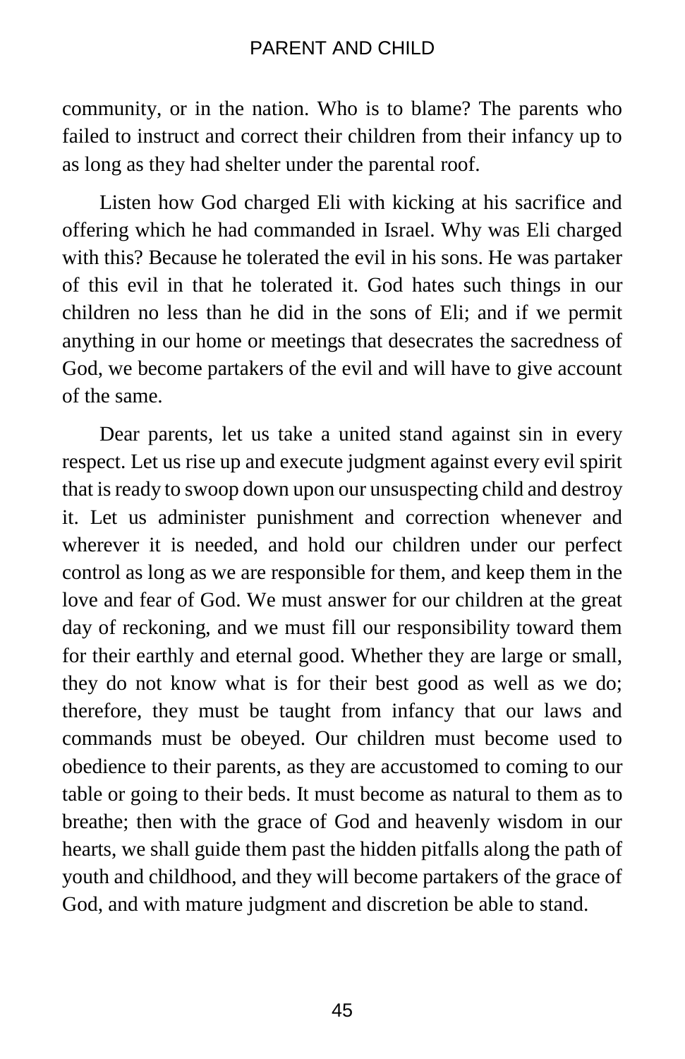community, or in the nation. Who is to blame? The parents who failed to instruct and correct their children from their infancy up to as long as they had shelter under the parental roof.

Listen how God charged Eli with kicking at his sacrifice and offering which he had commanded in Israel. Why was Eli charged with this? Because he tolerated the evil in his sons. He was partaker of this evil in that he tolerated it. God hates such things in our children no less than he did in the sons of Eli; and if we permit anything in our home or meetings that desecrates the sacredness of God, we become partakers of the evil and will have to give account of the same.

Dear parents, let us take a united stand against sin in every respect. Let us rise up and execute judgment against every evil spirit that is ready to swoop down upon our unsuspecting child and destroy it. Let us administer punishment and correction whenever and wherever it is needed, and hold our children under our perfect control as long as we are responsible for them, and keep them in the love and fear of God. We must answer for our children at the great day of reckoning, and we must fill our responsibility toward them for their earthly and eternal good. Whether they are large or small, they do not know what is for their best good as well as we do; therefore, they must be taught from infancy that our laws and commands must be obeyed. Our children must become used to obedience to their parents, as they are accustomed to coming to our table or going to their beds. It must become as natural to them as to breathe; then with the grace of God and heavenly wisdom in our hearts, we shall guide them past the hidden pitfalls along the path of youth and childhood, and they will become partakers of the grace of God, and with mature judgment and discretion be able to stand.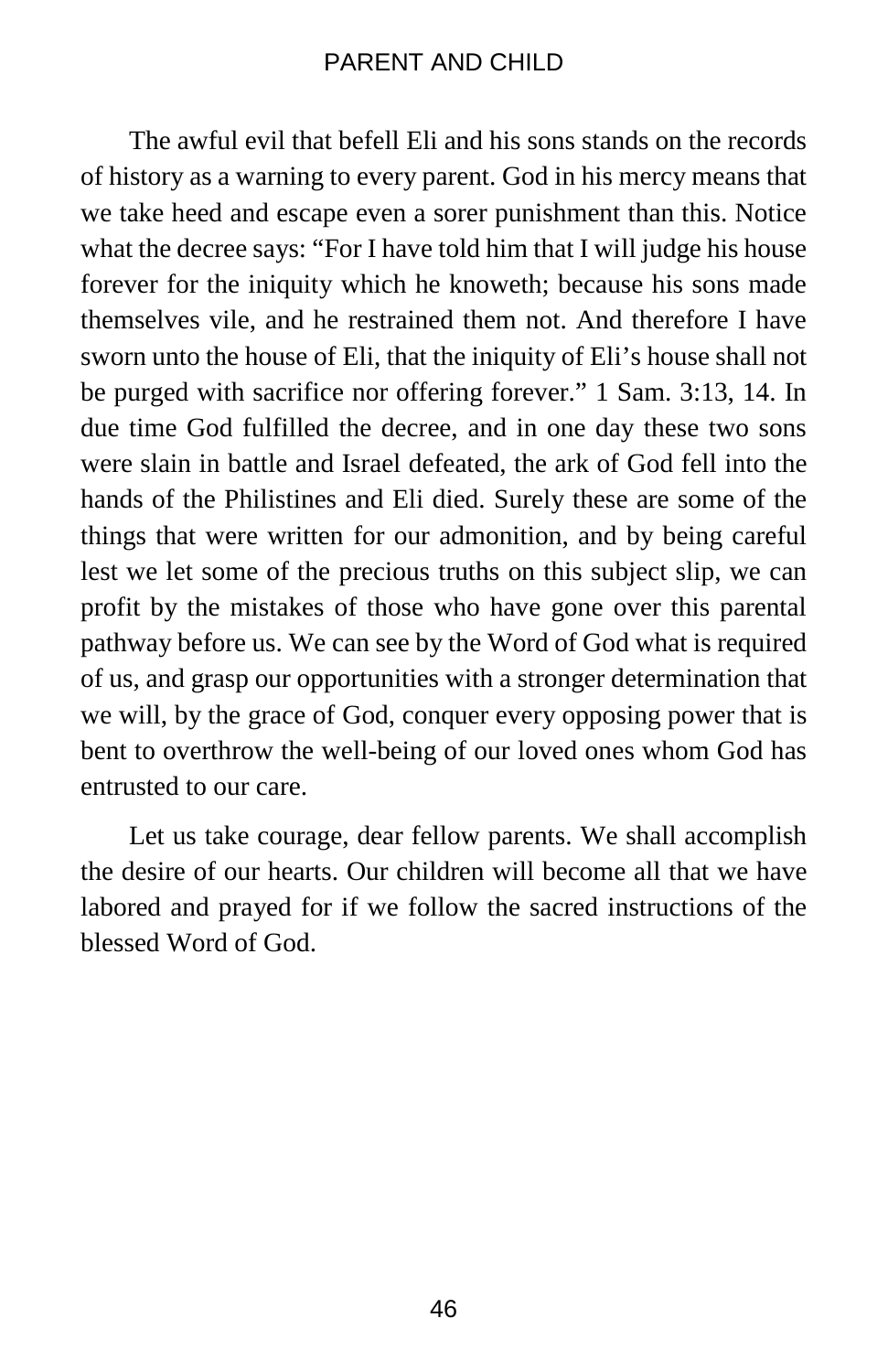The awful evil that befell Eli and his sons stands on the records of history as a warning to every parent. God in his mercy means that we take heed and escape even a sorer punishment than this. Notice what the decree says: “For I have told him that I will judge his house forever for the iniquity which he knoweth; because his sons made themselves vile, and he restrained them not. And therefore I have sworn unto the house of Eli, that the iniquity of Eli’s house shall not be purged with sacrifice nor offering forever.” 1 Sam. 3:13, 14. In due time God fulfilled the decree, and in one day these two sons were slain in battle and Israel defeated, the ark of God fell into the hands of the Philistines and Eli died. Surely these are some of the things that were written for our admonition, and by being careful lest we let some of the precious truths on this subject slip, we can profit by the mistakes of those who have gone over this parental pathway before us. We can see by the Word of God what is required of us, and grasp our opportunities with a stronger determination that we will, by the grace of God, conquer every opposing power that is bent to overthrow the well-being of our loved ones whom God has entrusted to our care.

Let us take courage, dear fellow parents. We shall accomplish the desire of our hearts. Our children will become all that we have labored and prayed for if we follow the sacred instructions of the blessed Word of God.